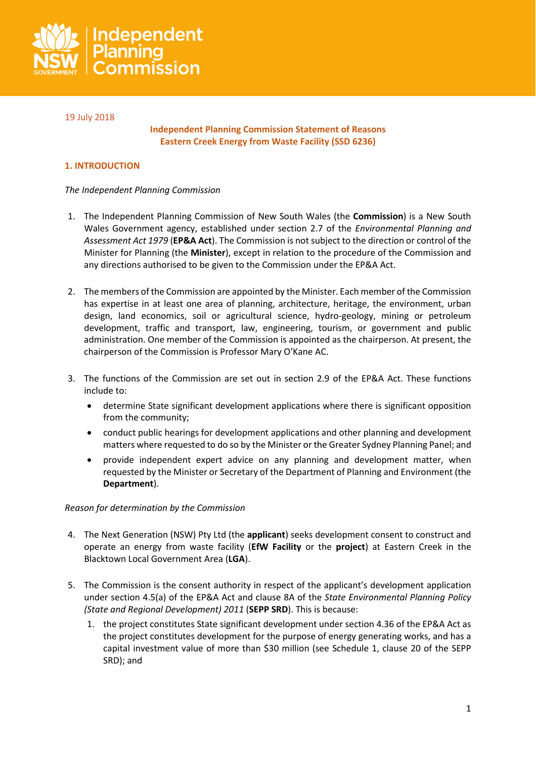19 July 2018

**Independent Planning Commission Statement of Reasons**
**Eastern Creek Energy from Waste Facility (SSD 6236)**

## 1. INTRODUCTION

*The Independent Planning Commission*

1. The Independent Planning Commission of New South Wales (the **Commission**) is a New South Wales Government agency, established under section 2.7 of the *Environmental Planning and Assessment Act 1979* (**EP&A Act**). The Commission is not subject to the direction or control of the Minister for Planning (the **Minister**), except in relation to the procedure of the Commission and any directions authorised to be given to the Commission under the EP&A Act.

2. The members of the Commission are appointed by the Minister. Each member of the Commission has expertise in at least one area of planning, architecture, heritage, the environment, urban design, land economics, soil or agricultural science, hydro-geology, mining or petroleum development, traffic and transport, law, engineering, tourism, or government and public administration. One member of the Commission is appointed as the chairperson. At present, the chairperson of the Commission is Professor Mary O'Kane AC.

3. The functions of the Commission are set out in section 2.9 of the EP&A Act. These functions include to:
   - determine State significant development applications where there is significant opposition from the community;
   - conduct public hearings for development applications and other planning and development matters where requested to do so by the Minister or the Greater Sydney Planning Panel; and
   - provide independent expert advice on any planning and development matter, when requested by the Minister or Secretary of the Department of Planning and Environment (the **Department**).

*Reason for determination by the Commission*

4. The Next Generation (NSW) Pty Ltd (the **applicant**) seeks development consent to construct and operate an energy from waste facility (**EfW Facility** or the **project**) at Eastern Creek in the Blacktown Local Government Area (**LGA**).

5. The Commission is the consent authority in respect of the applicant's development application under section 4.5(a) of the EP&A Act and clause 8A of the *State Environmental Planning Policy (State and Regional Development) 2011* (**SEPP SRD**). This is because:
   1. the project constitutes State significant development under section 4.36 of the EP&A Act as the project constitutes development for the purpose of energy generating works, and has a capital investment value of more than $30 million (see Schedule 1, clause 20 of the SEPP SRD); and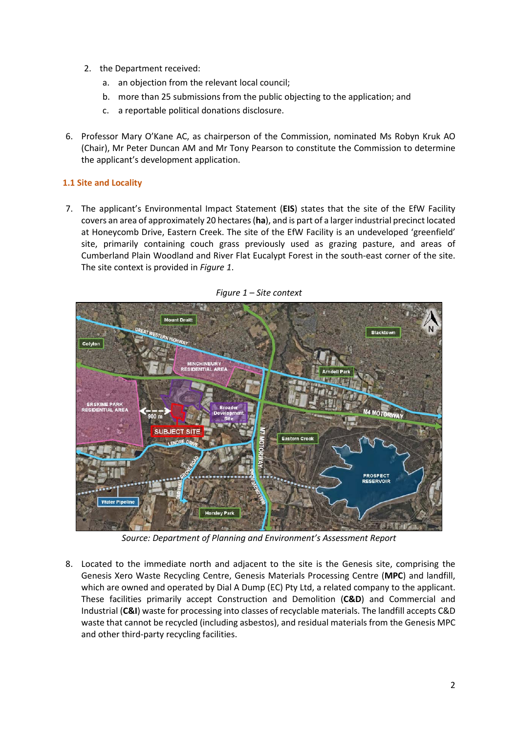2. the Department received:
   a. an objection from the relevant local council;
   b. more than 25 submissions from the public objecting to the application; and
   c. a reportable political donations disclosure.

6. Professor Mary O'Kane AC, as chairperson of the Commission, nominated Ms Robyn Kruk AO (Chair), Mr Peter Duncan AM and Mr Tony Pearson to constitute the Commission to determine the applicant's development application.

### 1.1 Site and Locality

7. The applicant's Environmental Impact Statement (**EIS**) states that the site of the EfW Facility covers an area of approximately 20 hectares (**ha**), and is part of a larger industrial precinct located at Honeycomb Drive, Eastern Creek. The site of the EfW Facility is an undeveloped 'greenfield' site, primarily containing couch grass previously used as grazing pasture, and areas of Cumberland Plain Woodland and River Flat Eucalypt Forest in the south-east corner of the site. The site context is provided in *Figure 1*.

*Figure 1 – Site context*

*Source: Department of Planning and Environment's Assessment Report*

8. Located to the immediate north and adjacent to the site is the Genesis site, comprising the Genesis Xero Waste Recycling Centre, Genesis Materials Processing Centre (**MPC**) and landfill, which are owned and operated by Dial A Dump (EC) Pty Ltd, a related company to the applicant. These facilities primarily accept Construction and Demolition (**C&D**) and Commercial and Industrial (**C&I**) waste for processing into classes of recyclable materials. The landfill accepts C&D waste that cannot be recycled (including asbestos), and residual materials from the Genesis MPC and other third-party recycling facilities.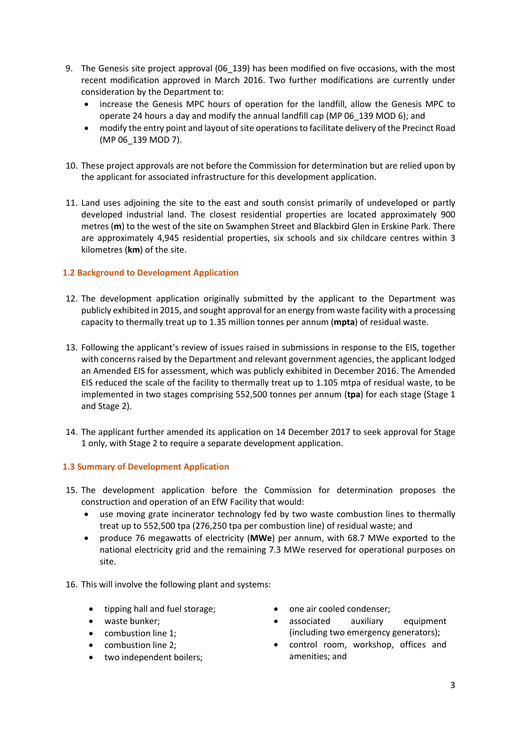9. The Genesis site project approval (06_139) has been modified on five occasions, with the most recent modification approved in March 2016. Two further modifications are currently under consideration by the Department to:
   - increase the Genesis MPC hours of operation for the landfill, allow the Genesis MPC to operate 24 hours a day and modify the annual landfill cap (MP 06_139 MOD 6); and
   - modify the entry point and layout of site operations to facilitate delivery of the Precinct Road (MP 06_139 MOD 7).

10. These project approvals are not before the Commission for determination but are relied upon by the applicant for associated infrastructure for this development application.

11. Land uses adjoining the site to the east and south consist primarily of undeveloped or partly developed industrial land. The closest residential properties are located approximately 900 metres (**m**) to the west of the site on Swamphen Street and Blackbird Glen in Erskine Park. There are approximately 4,945 residential properties, six schools and six childcare centres within 3 kilometres (**km**) of the site.

## 1.2 Background to Development Application

12. The development application originally submitted by the applicant to the Department was publicly exhibited in 2015, and sought approval for an energy from waste facility with a processing capacity to thermally treat up to 1.35 million tonnes per annum (**mpta**) of residual waste.

13. Following the applicant's review of issues raised in submissions in response to the EIS, together with concerns raised by the Department and relevant government agencies, the applicant lodged an Amended EIS for assessment, which was publicly exhibited in December 2016. The Amended EIS reduced the scale of the facility to thermally treat up to 1.105 mtpa of residual waste, to be implemented in two stages comprising 552,500 tonnes per annum (**tpa**) for each stage (Stage 1 and Stage 2).

14. The applicant further amended its application on 14 December 2017 to seek approval for Stage 1 only, with Stage 2 to require a separate development application.

## 1.3 Summary of Development Application

15. The development application before the Commission for determination proposes the construction and operation of an EfW Facility that would:
   - use moving grate incinerator technology fed by two waste combustion lines to thermally treat up to 552,500 tpa (276,250 tpa per combustion line) of residual waste; and
   - produce 76 megawatts of electricity (**MWe**) per annum, with 68.7 MWe exported to the national electricity grid and the remaining 7.3 MWe reserved for operational purposes on site.

16. This will involve the following plant and systems:

   - tipping hall and fuel storage;
   - waste bunker;
   - combustion line 1;
   - combustion line 2;
   - two independent boilers;
   - one air cooled condenser;
   - associated auxiliary equipment (including two emergency generators);
   - control room, workshop, offices and amenities; and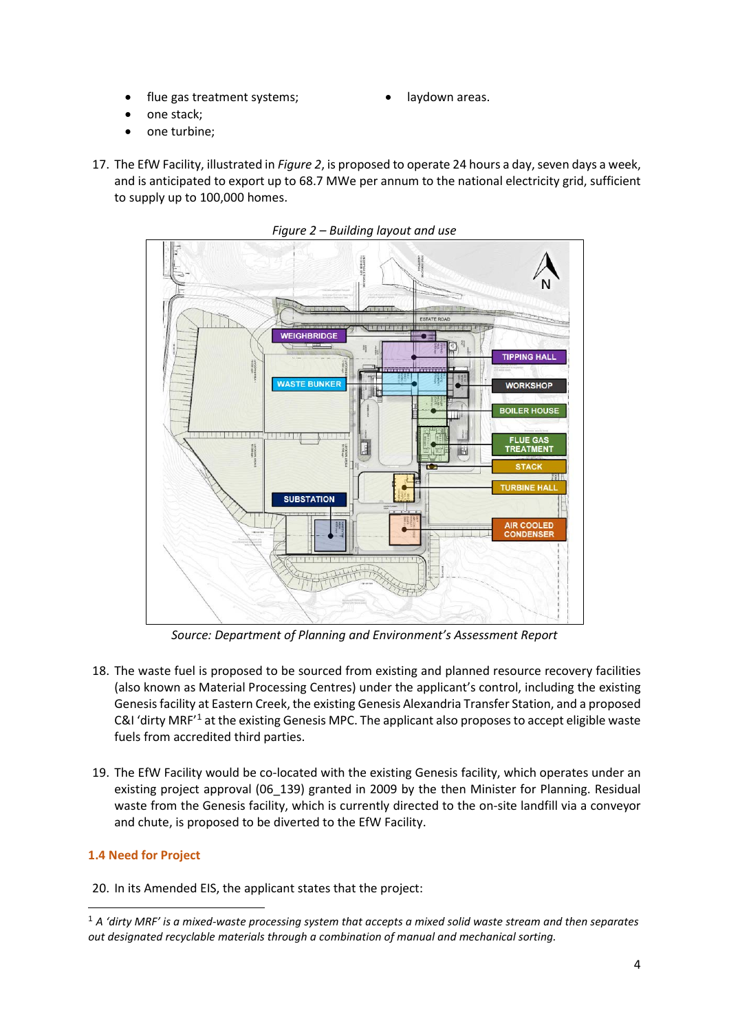- flue gas treatment systems;
- one stack;
- one turbine;
- laydown areas.

17. The EfW Facility, illustrated in *Figure 2*, is proposed to operate 24 hours a day, seven days a week, and is anticipated to export up to 68.7 MWe per annum to the national electricity grid, sufficient to supply up to 100,000 homes.

*Figure 2 – Building layout and use*

*Source: Department of Planning and Environment's Assessment Report*

18. The waste fuel is proposed to be sourced from existing and planned resource recovery facilities (also known as Material Processing Centres) under the applicant's control, including the existing Genesis facility at Eastern Creek, the existing Genesis Alexandria Transfer Station, and a proposed C&I 'dirty MRF'[1] at the existing Genesis MPC. The applicant also proposes to accept eligible waste fuels from accredited third parties.

19. The EfW Facility would be co-located with the existing Genesis facility, which operates under an existing project approval (06_139) granted in 2009 by the then Minister for Planning. Residual waste from the Genesis facility, which is currently directed to the on-site landfill via a conveyor and chute, is proposed to be diverted to the EfW Facility.

### 1.4 Need for Project

20. In its Amended EIS, the applicant states that the project:

[1] *A 'dirty MRF' is a mixed-waste processing system that accepts a mixed solid waste stream and then separates out designated recyclable materials through a combination of manual and mechanical sorting.*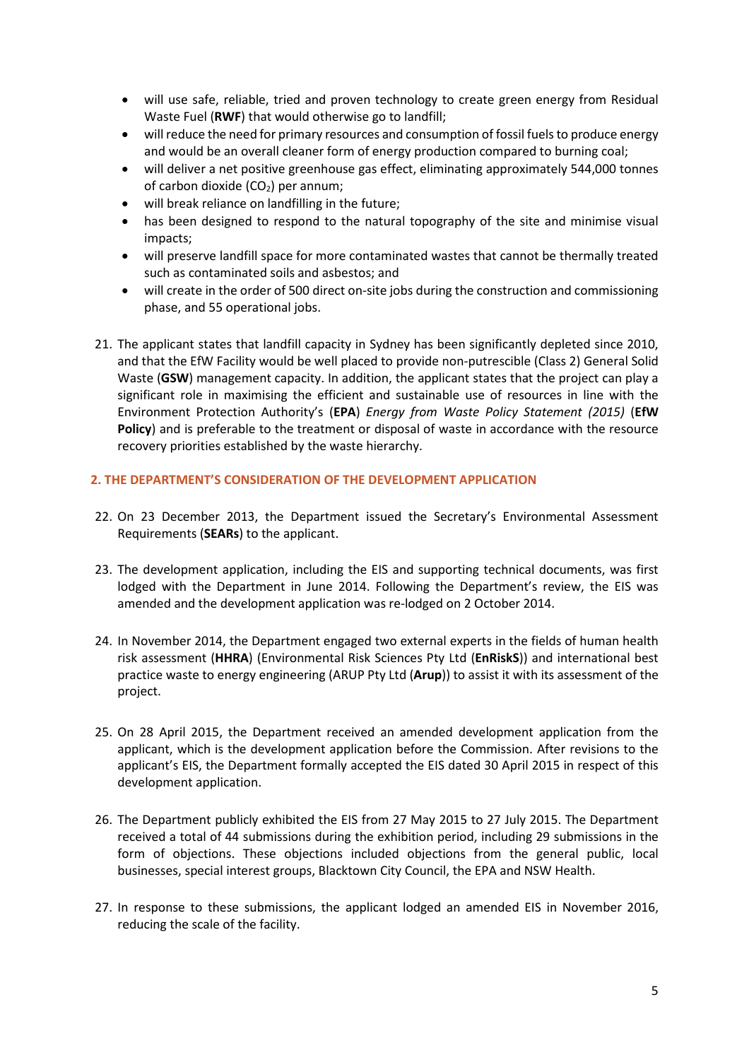- will use safe, reliable, tried and proven technology to create green energy from Residual Waste Fuel (**RWF**) that would otherwise go to landfill;
- will reduce the need for primary resources and consumption of fossil fuels to produce energy and would be an overall cleaner form of energy production compared to burning coal;
- will deliver a net positive greenhouse gas effect, eliminating approximately 544,000 tonnes of carbon dioxide ($CO_2$) per annum;
- will break reliance on landfilling in the future;
- has been designed to respond to the natural topography of the site and minimise visual impacts;
- will preserve landfill space for more contaminated wastes that cannot be thermally treated such as contaminated soils and asbestos; and
- will create in the order of 500 direct on-site jobs during the construction and commissioning phase, and 55 operational jobs.

21. The applicant states that landfill capacity in Sydney has been significantly depleted since 2010, and that the EfW Facility would be well placed to provide non-putrescible (Class 2) General Solid Waste (**GSW**) management capacity. In addition, the applicant states that the project can play a significant role in maximising the efficient and sustainable use of resources in line with the Environment Protection Authority's (**EPA**) *Energy from Waste Policy Statement (2015)* (**EfW Policy**) and is preferable to the treatment or disposal of waste in accordance with the resource recovery priorities established by the waste hierarchy.

## 2. THE DEPARTMENT'S CONSIDERATION OF THE DEVELOPMENT APPLICATION

22. On 23 December 2013, the Department issued the Secretary's Environmental Assessment Requirements (**SEARs**) to the applicant.

23. The development application, including the EIS and supporting technical documents, was first lodged with the Department in June 2014. Following the Department's review, the EIS was amended and the development application was re-lodged on 2 October 2014.

24. In November 2014, the Department engaged two external experts in the fields of human health risk assessment (**HHRA**) (Environmental Risk Sciences Pty Ltd (**EnRiskS**)) and international best practice waste to energy engineering (ARUP Pty Ltd (**Arup**)) to assist it with its assessment of the project.

25. On 28 April 2015, the Department received an amended development application from the applicant, which is the development application before the Commission. After revisions to the applicant's EIS, the Department formally accepted the EIS dated 30 April 2015 in respect of this development application.

26. The Department publicly exhibited the EIS from 27 May 2015 to 27 July 2015. The Department received a total of 44 submissions during the exhibition period, including 29 submissions in the form of objections. These objections included objections from the general public, local businesses, special interest groups, Blacktown City Council, the EPA and NSW Health.

27. In response to these submissions, the applicant lodged an amended EIS in November 2016, reducing the scale of the facility.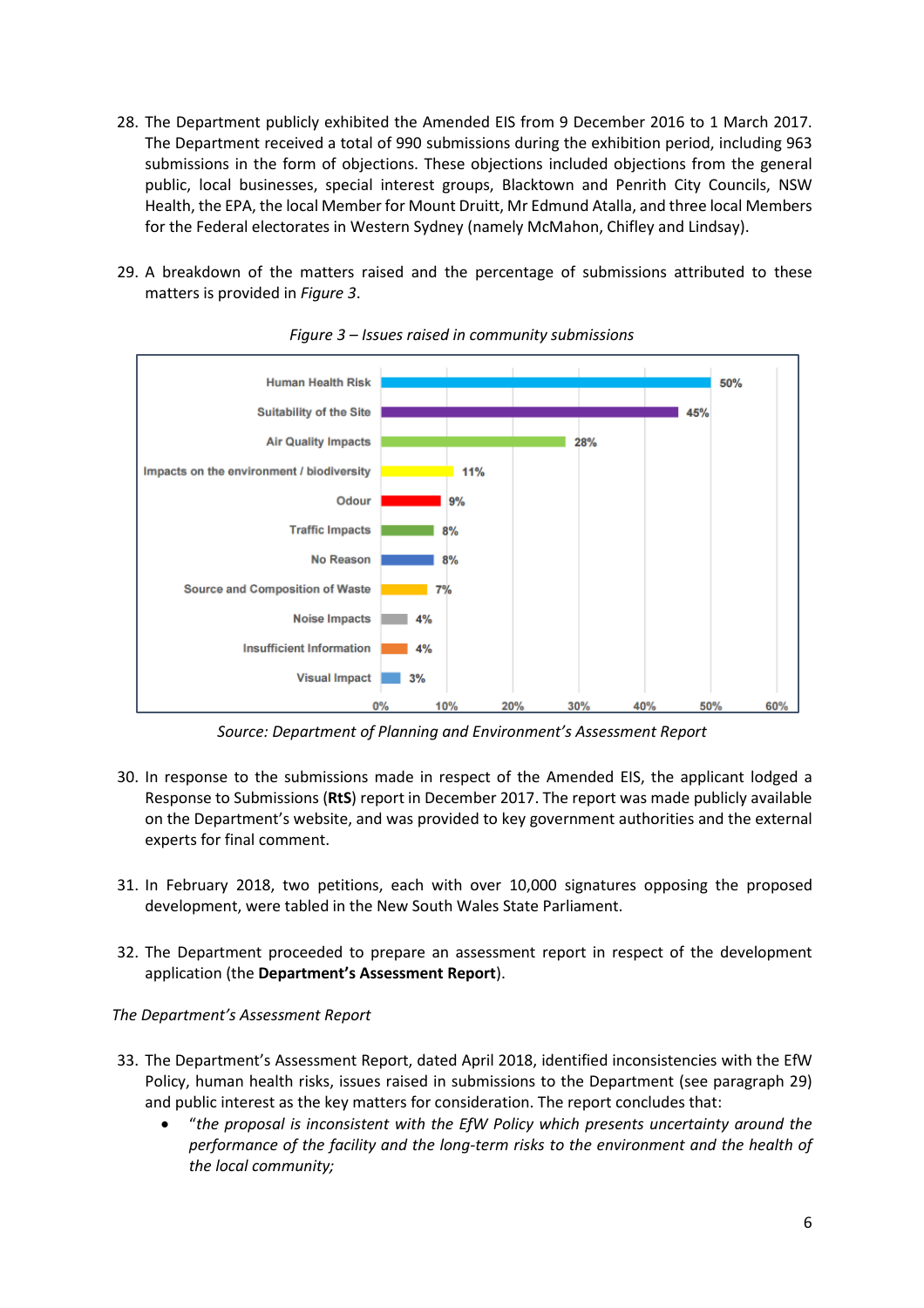28. The Department publicly exhibited the Amended EIS from 9 December 2016 to 1 March 2017. The Department received a total of 990 submissions during the exhibition period, including 963 submissions in the form of objections. These objections included objections from the general public, local businesses, special interest groups, Blacktown and Penrith City Councils, NSW Health, the EPA, the local Member for Mount Druitt, Mr Edmund Atalla, and three local Members for the Federal electorates in Western Sydney (namely McMahon, Chifley and Lindsay).

29. A breakdown of the matters raised and the percentage of submissions attributed to these matters is provided in *Figure 3*.

*Figure 3 – Issues raised in community submissions*

| Issue | Percentage |
|---|---|
| Human Health Risk | 50% |
| Suitability of the Site | 45% |
| Air Quality Impacts | 28% |
| Impacts on the environment / biodiversity | 11% |
| Odour | 9% |
| Traffic Impacts | 8% |
| No Reason | 8% |
| Source and Composition of Waste | 7% |
| Noise Impacts | 4% |
| Insufficient Information | 4% |
| Visual Impact | 3% |

*Source: Department of Planning and Environment's Assessment Report*

30. In response to the submissions made in respect of the Amended EIS, the applicant lodged a Response to Submissions (**RtS**) report in December 2017. The report was made publicly available on the Department's website, and was provided to key government authorities and the external experts for final comment.

31. In February 2018, two petitions, each with over 10,000 signatures opposing the proposed development, were tabled in the New South Wales State Parliament.

32. The Department proceeded to prepare an assessment report in respect of the development application (the **Department's Assessment Report**).

*The Department's Assessment Report*

33. The Department's Assessment Report, dated April 2018, identified inconsistencies with the EfW Policy, human health risks, issues raised in submissions to the Department (see paragraph 29) and public interest as the key matters for consideration. The report concludes that:
    - "*the proposal is inconsistent with the EfW Policy which presents uncertainty around the performance of the facility and the long-term risks to the environment and the health of the local community;*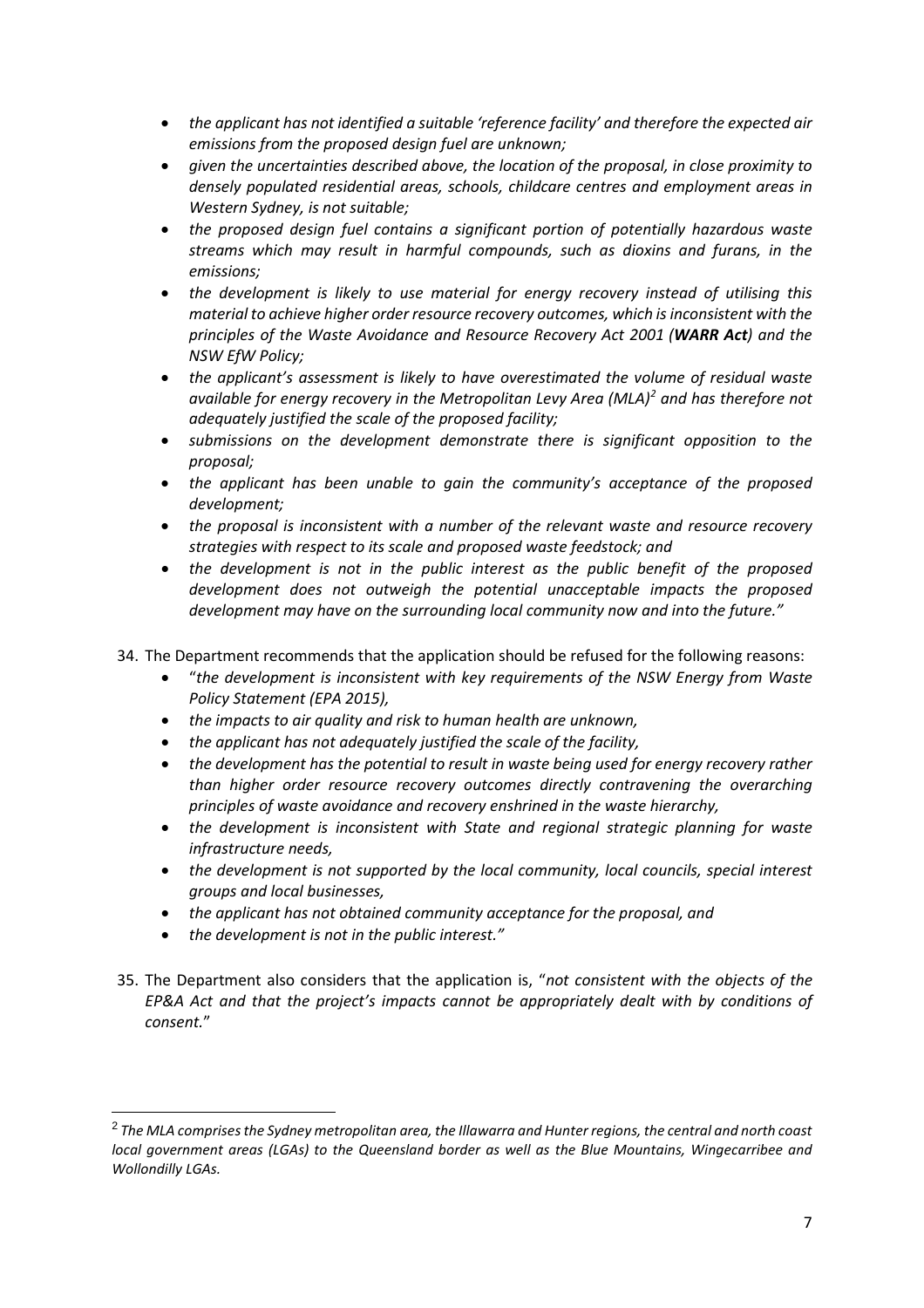- *the applicant has not identified a suitable 'reference facility' and therefore the expected air emissions from the proposed design fuel are unknown;*
- *given the uncertainties described above, the location of the proposal, in close proximity to densely populated residential areas, schools, childcare centres and employment areas in Western Sydney, is not suitable;*
- *the proposed design fuel contains a significant portion of potentially hazardous waste streams which may result in harmful compounds, such as dioxins and furans, in the emissions;*
- *the development is likely to use material for energy recovery instead of utilising this material to achieve higher order resource recovery outcomes, which is inconsistent with the principles of the Waste Avoidance and Resource Recovery Act 2001 (**WARR Act**) and the NSW EfW Policy;*
- *the applicant's assessment is likely to have overestimated the volume of residual waste available for energy recovery in the Metropolitan Levy Area (MLA)[2] and has therefore not adequately justified the scale of the proposed facility;*
- *submissions on the development demonstrate there is significant opposition to the proposal;*
- *the applicant has been unable to gain the community's acceptance of the proposed development;*
- *the proposal is inconsistent with a number of the relevant waste and resource recovery strategies with respect to its scale and proposed waste feedstock; and*
- *the development is not in the public interest as the public benefit of the proposed development does not outweigh the potential unacceptable impacts the proposed development may have on the surrounding local community now and into the future."*

34. The Department recommends that the application should be refused for the following reasons:
    - "*the development is inconsistent with key requirements of the NSW Energy from Waste Policy Statement (EPA 2015),*
    - *the impacts to air quality and risk to human health are unknown,*
    - *the applicant has not adequately justified the scale of the facility,*
    - *the development has the potential to result in waste being used for energy recovery rather than higher order resource recovery outcomes directly contravening the overarching principles of waste avoidance and recovery enshrined in the waste hierarchy,*
    - *the development is inconsistent with State and regional strategic planning for waste infrastructure needs,*
    - *the development is not supported by the local community, local councils, special interest groups and local businesses,*
    - *the applicant has not obtained community acceptance for the proposal, and*
    - *the development is not in the public interest."*

35. The Department also considers that the application is, "*not consistent with the objects of the EP&A Act and that the project's impacts cannot be appropriately dealt with by conditions of consent.*"

---

[2] *The MLA comprises the Sydney metropolitan area, the Illawarra and Hunter regions, the central and north coast local government areas (LGAs) to the Queensland border as well as the Blue Mountains, Wingecarribee and Wollondilly LGAs.*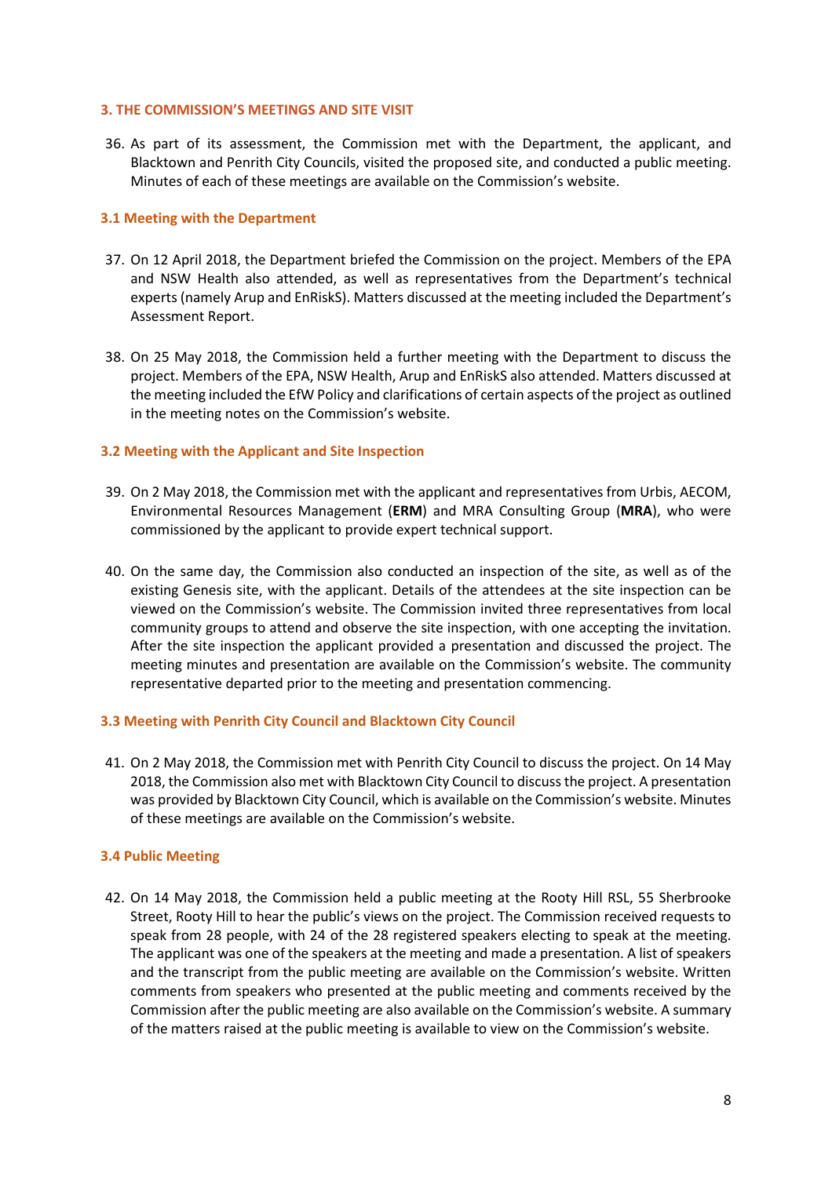## 3. THE COMMISSION'S MEETINGS AND SITE VISIT

36. As part of its assessment, the Commission met with the Department, the applicant, and Blacktown and Penrith City Councils, visited the proposed site, and conducted a public meeting. Minutes of each of these meetings are available on the Commission's website.

### 3.1 Meeting with the Department

37. On 12 April 2018, the Department briefed the Commission on the project. Members of the EPA and NSW Health also attended, as well as representatives from the Department's technical experts (namely Arup and EnRiskS). Matters discussed at the meeting included the Department's Assessment Report.

38. On 25 May 2018, the Commission held a further meeting with the Department to discuss the project. Members of the EPA, NSW Health, Arup and EnRiskS also attended. Matters discussed at the meeting included the EfW Policy and clarifications of certain aspects of the project as outlined in the meeting notes on the Commission's website.

### 3.2 Meeting with the Applicant and Site Inspection

39. On 2 May 2018, the Commission met with the applicant and representatives from Urbis, AECOM, Environmental Resources Management (**ERM**) and MRA Consulting Group (**MRA**), who were commissioned by the applicant to provide expert technical support.

40. On the same day, the Commission also conducted an inspection of the site, as well as of the existing Genesis site, with the applicant. Details of the attendees at the site inspection can be viewed on the Commission's website. The Commission invited three representatives from local community groups to attend and observe the site inspection, with one accepting the invitation. After the site inspection the applicant provided a presentation and discussed the project. The meeting minutes and presentation are available on the Commission's website. The community representative departed prior to the meeting and presentation commencing.

### 3.3 Meeting with Penrith City Council and Blacktown City Council

41. On 2 May 2018, the Commission met with Penrith City Council to discuss the project. On 14 May 2018, the Commission also met with Blacktown City Council to discuss the project. A presentation was provided by Blacktown City Council, which is available on the Commission's website. Minutes of these meetings are available on the Commission's website.

### 3.4 Public Meeting

42. On 14 May 2018, the Commission held a public meeting at the Rooty Hill RSL, 55 Sherbrooke Street, Rooty Hill to hear the public's views on the project. The Commission received requests to speak from 28 people, with 24 of the 28 registered speakers electing to speak at the meeting. The applicant was one of the speakers at the meeting and made a presentation. A list of speakers and the transcript from the public meeting are available on the Commission's website. Written comments from speakers who presented at the public meeting and comments received by the Commission after the public meeting are also available on the Commission's website. A summary of the matters raised at the public meeting is available to view on the Commission's website.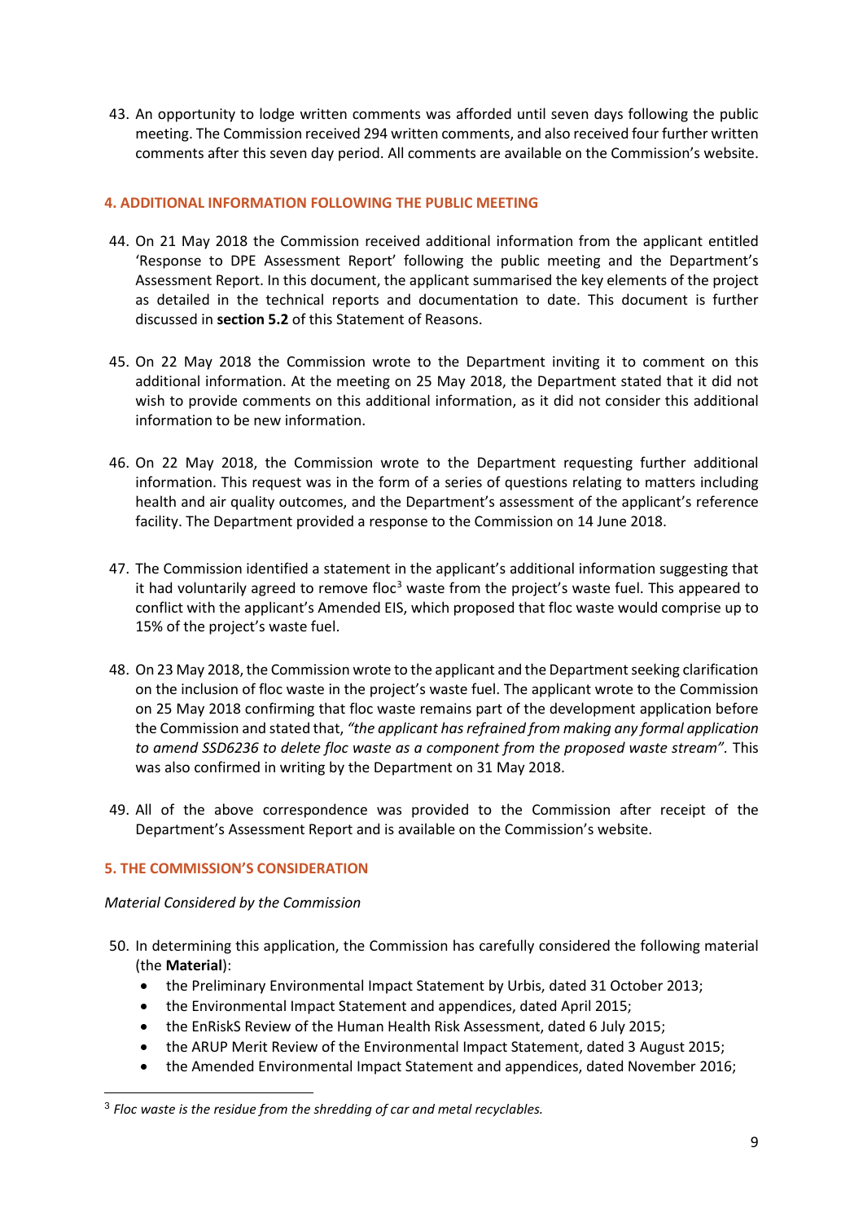43. An opportunity to lodge written comments was afforded until seven days following the public meeting. The Commission received 294 written comments, and also received four further written comments after this seven day period. All comments are available on the Commission's website.

## 4. ADDITIONAL INFORMATION FOLLOWING THE PUBLIC MEETING

44. On 21 May 2018 the Commission received additional information from the applicant entitled 'Response to DPE Assessment Report' following the public meeting and the Department's Assessment Report. In this document, the applicant summarised the key elements of the project as detailed in the technical reports and documentation to date. This document is further discussed in **section 5.2** of this Statement of Reasons.

45. On 22 May 2018 the Commission wrote to the Department inviting it to comment on this additional information. At the meeting on 25 May 2018, the Department stated that it did not wish to provide comments on this additional information, as it did not consider this additional information to be new information.

46. On 22 May 2018, the Commission wrote to the Department requesting further additional information. This request was in the form of a series of questions relating to matters including health and air quality outcomes, and the Department's assessment of the applicant's reference facility. The Department provided a response to the Commission on 14 June 2018.

47. The Commission identified a statement in the applicant's additional information suggesting that it had voluntarily agreed to remove floc[3] waste from the project's waste fuel. This appeared to conflict with the applicant's Amended EIS, which proposed that floc waste would comprise up to 15% of the project's waste fuel.

48. On 23 May 2018, the Commission wrote to the applicant and the Department seeking clarification on the inclusion of floc waste in the project's waste fuel. The applicant wrote to the Commission on 25 May 2018 confirming that floc waste remains part of the development application before the Commission and stated that, *"the applicant has refrained from making any formal application to amend SSD6236 to delete floc waste as a component from the proposed waste stream"*. This was also confirmed in writing by the Department on 31 May 2018.

49. All of the above correspondence was provided to the Commission after receipt of the Department's Assessment Report and is available on the Commission's website.

## 5. THE COMMISSION'S CONSIDERATION

*Material Considered by the Commission*

50. In determining this application, the Commission has carefully considered the following material (the **Material**):
    - the Preliminary Environmental Impact Statement by Urbis, dated 31 October 2013;
    - the Environmental Impact Statement and appendices, dated April 2015;
    - the EnRiskS Review of the Human Health Risk Assessment, dated 6 July 2015;
    - the ARUP Merit Review of the Environmental Impact Statement, dated 3 August 2015;
    - the Amended Environmental Impact Statement and appendices, dated November 2016;

[3] *Floc waste is the residue from the shredding of car and metal recyclables.*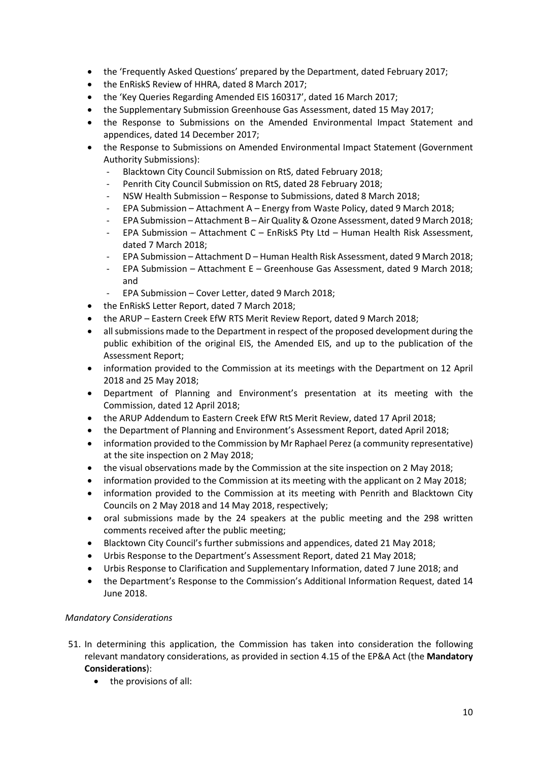- the 'Frequently Asked Questions' prepared by the Department, dated February 2017;
- the EnRiskS Review of HHRA, dated 8 March 2017;
- the 'Key Queries Regarding Amended EIS 160317', dated 16 March 2017;
- the Supplementary Submission Greenhouse Gas Assessment, dated 15 May 2017;
- the Response to Submissions on the Amended Environmental Impact Statement and appendices, dated 14 December 2017;
- the Response to Submissions on Amended Environmental Impact Statement (Government Authority Submissions):
  - Blacktown City Council Submission on RtS, dated February 2018;
  - Penrith City Council Submission on RtS, dated 28 February 2018;
  - NSW Health Submission – Response to Submissions, dated 8 March 2018;
  - EPA Submission – Attachment A – Energy from Waste Policy, dated 9 March 2018;
  - EPA Submission – Attachment B – Air Quality & Ozone Assessment, dated 9 March 2018;
  - EPA Submission – Attachment C – EnRiskS Pty Ltd – Human Health Risk Assessment, dated 7 March 2018;
  - EPA Submission – Attachment D – Human Health Risk Assessment, dated 9 March 2018;
  - EPA Submission – Attachment E – Greenhouse Gas Assessment, dated 9 March 2018; and
  - EPA Submission – Cover Letter, dated 9 March 2018;
- the EnRiskS Letter Report, dated 7 March 2018;
- the ARUP – Eastern Creek EfW RTS Merit Review Report, dated 9 March 2018;
- all submissions made to the Department in respect of the proposed development during the public exhibition of the original EIS, the Amended EIS, and up to the publication of the Assessment Report;
- information provided to the Commission at its meetings with the Department on 12 April 2018 and 25 May 2018;
- Department of Planning and Environment's presentation at its meeting with the Commission, dated 12 April 2018;
- the ARUP Addendum to Eastern Creek EfW RtS Merit Review, dated 17 April 2018;
- the Department of Planning and Environment's Assessment Report, dated April 2018;
- information provided to the Commission by Mr Raphael Perez (a community representative) at the site inspection on 2 May 2018;
- the visual observations made by the Commission at the site inspection on 2 May 2018;
- information provided to the Commission at its meeting with the applicant on 2 May 2018;
- information provided to the Commission at its meeting with Penrith and Blacktown City Councils on 2 May 2018 and 14 May 2018, respectively;
- oral submissions made by the 24 speakers at the public meeting and the 298 written comments received after the public meeting;
- Blacktown City Council's further submissions and appendices, dated 21 May 2018;
- Urbis Response to the Department's Assessment Report, dated 21 May 2018;
- Urbis Response to Clarification and Supplementary Information, dated 7 June 2018; and
- the Department's Response to the Commission's Additional Information Request, dated 14 June 2018.

*Mandatory Considerations*

51. In determining this application, the Commission has taken into consideration the following relevant mandatory considerations, as provided in section 4.15 of the EP&A Act (the **Mandatory Considerations**):
    - the provisions of all: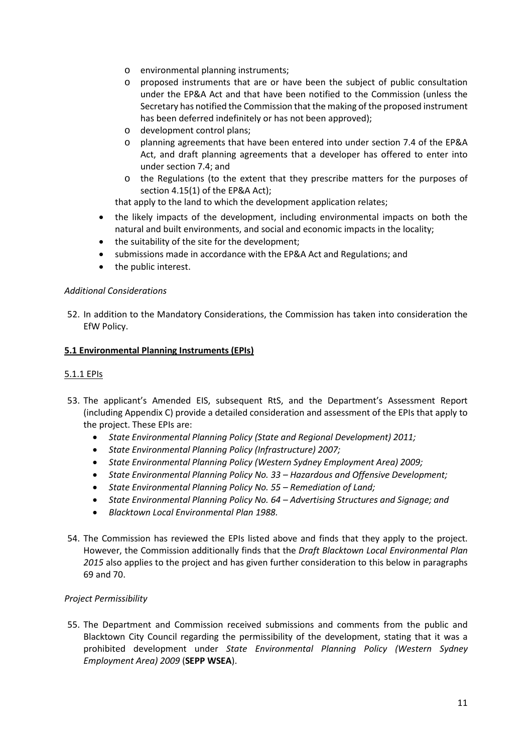- environmental planning instruments;
  - proposed instruments that are or have been the subject of public consultation under the EP&A Act and that have been notified to the Commission (unless the Secretary has notified the Commission that the making of the proposed instrument has been deferred indefinitely or has not been approved);
  - development control plans;
  - planning agreements that have been entered into under section 7.4 of the EP&A Act, and draft planning agreements that a developer has offered to enter into under section 7.4; and
  - the Regulations (to the extent that they prescribe matters for the purposes of section 4.15(1) of the EP&A Act);

  that apply to the land to which the development application relates;
- the likely impacts of the development, including environmental impacts on both the natural and built environments, and social and economic impacts in the locality;
- the suitability of the site for the development;
- submissions made in accordance with the EP&A Act and Regulations; and
- the public interest.

*Additional Considerations*

52. In addition to the Mandatory Considerations, the Commission has taken into consideration the EfW Policy.

**5.1 Environmental Planning Instruments (EPIs)**

5.1.1 EPIs

53. The applicant's Amended EIS, subsequent RtS, and the Department's Assessment Report (including Appendix C) provide a detailed consideration and assessment of the EPIs that apply to the project. These EPIs are:
    - *State Environmental Planning Policy (State and Regional Development) 2011;*
    - *State Environmental Planning Policy (Infrastructure) 2007;*
    - *State Environmental Planning Policy (Western Sydney Employment Area) 2009;*
    - *State Environmental Planning Policy No. 33 – Hazardous and Offensive Development;*
    - *State Environmental Planning Policy No. 55 – Remediation of Land;*
    - *State Environmental Planning Policy No. 64 – Advertising Structures and Signage; and*
    - *Blacktown Local Environmental Plan 1988.*

54. The Commission has reviewed the EPIs listed above and finds that they apply to the project. However, the Commission additionally finds that the *Draft Blacktown Local Environmental Plan 2015* also applies to the project and has given further consideration to this below in paragraphs 69 and 70.

*Project Permissibility*

55. The Department and Commission received submissions and comments from the public and Blacktown City Council regarding the permissibility of the development, stating that it was a prohibited development under *State Environmental Planning Policy (Western Sydney Employment Area) 2009* (**SEPP WSEA**).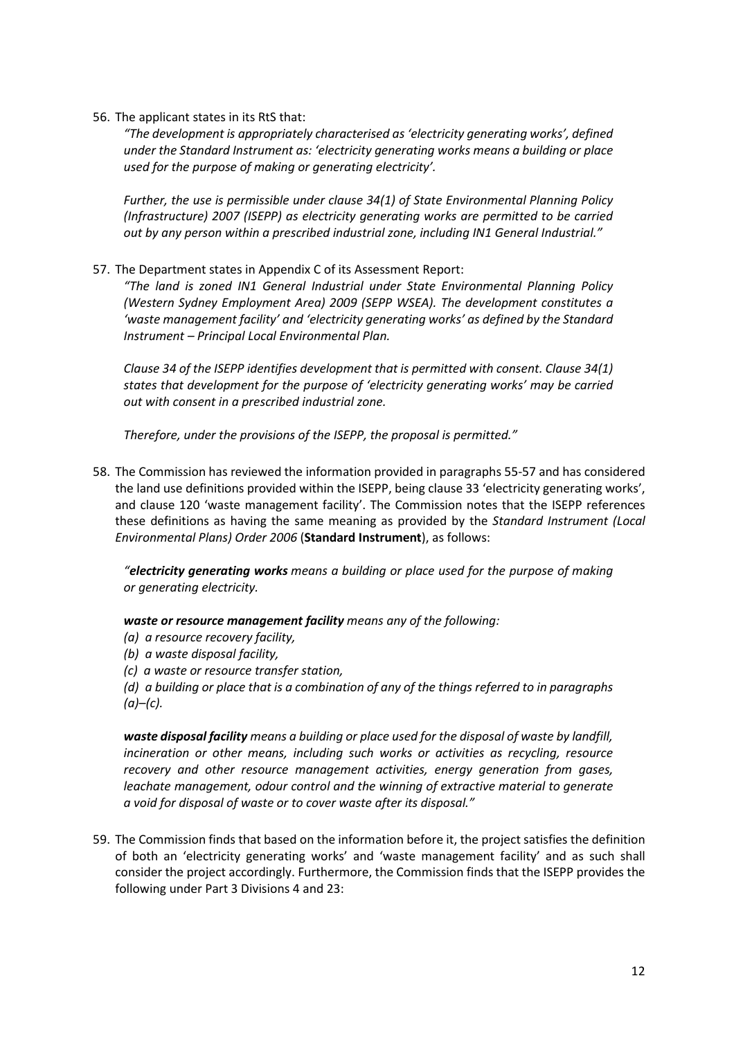56. The applicant states in its RtS that:

    *"The development is appropriately characterised as 'electricity generating works', defined under the Standard Instrument as: 'electricity generating works means a building or place used for the purpose of making or generating electricity'.*

    *Further, the use is permissible under clause 34(1) of State Environmental Planning Policy (Infrastructure) 2007 (ISEPP) as electricity generating works are permitted to be carried out by any person within a prescribed industrial zone, including IN1 General Industrial."*

57. The Department states in Appendix C of its Assessment Report:

    *"The land is zoned IN1 General Industrial under State Environmental Planning Policy (Western Sydney Employment Area) 2009 (SEPP WSEA). The development constitutes a 'waste management facility' and 'electricity generating works' as defined by the Standard Instrument – Principal Local Environmental Plan.*

    *Clause 34 of the ISEPP identifies development that is permitted with consent. Clause 34(1) states that development for the purpose of 'electricity generating works' may be carried out with consent in a prescribed industrial zone.*

    *Therefore, under the provisions of the ISEPP, the proposal is permitted."*

58. The Commission has reviewed the information provided in paragraphs 55-57 and has considered the land use definitions provided within the ISEPP, being clause 33 'electricity generating works', and clause 120 'waste management facility'. The Commission notes that the ISEPP references these definitions as having the same meaning as provided by the *Standard Instrument (Local Environmental Plans) Order 2006* (**Standard Instrument**), as follows:

    *"**electricity generating works** means a building or place used for the purpose of making or generating electricity.*

    ***waste or resource management facility** means any of the following:*
    *(a) a resource recovery facility,*
    *(b) a waste disposal facility,*
    *(c) a waste or resource transfer station,*
    *(d) a building or place that is a combination of any of the things referred to in paragraphs (a)–(c).*

    ***waste disposal facility** means a building or place used for the disposal of waste by landfill, incineration or other means, including such works or activities as recycling, resource recovery and other resource management activities, energy generation from gases, leachate management, odour control and the winning of extractive material to generate a void for disposal of waste or to cover waste after its disposal."*

59. The Commission finds that based on the information before it, the project satisfies the definition of both an 'electricity generating works' and 'waste management facility' and as such shall consider the project accordingly. Furthermore, the Commission finds that the ISEPP provides the following under Part 3 Divisions 4 and 23: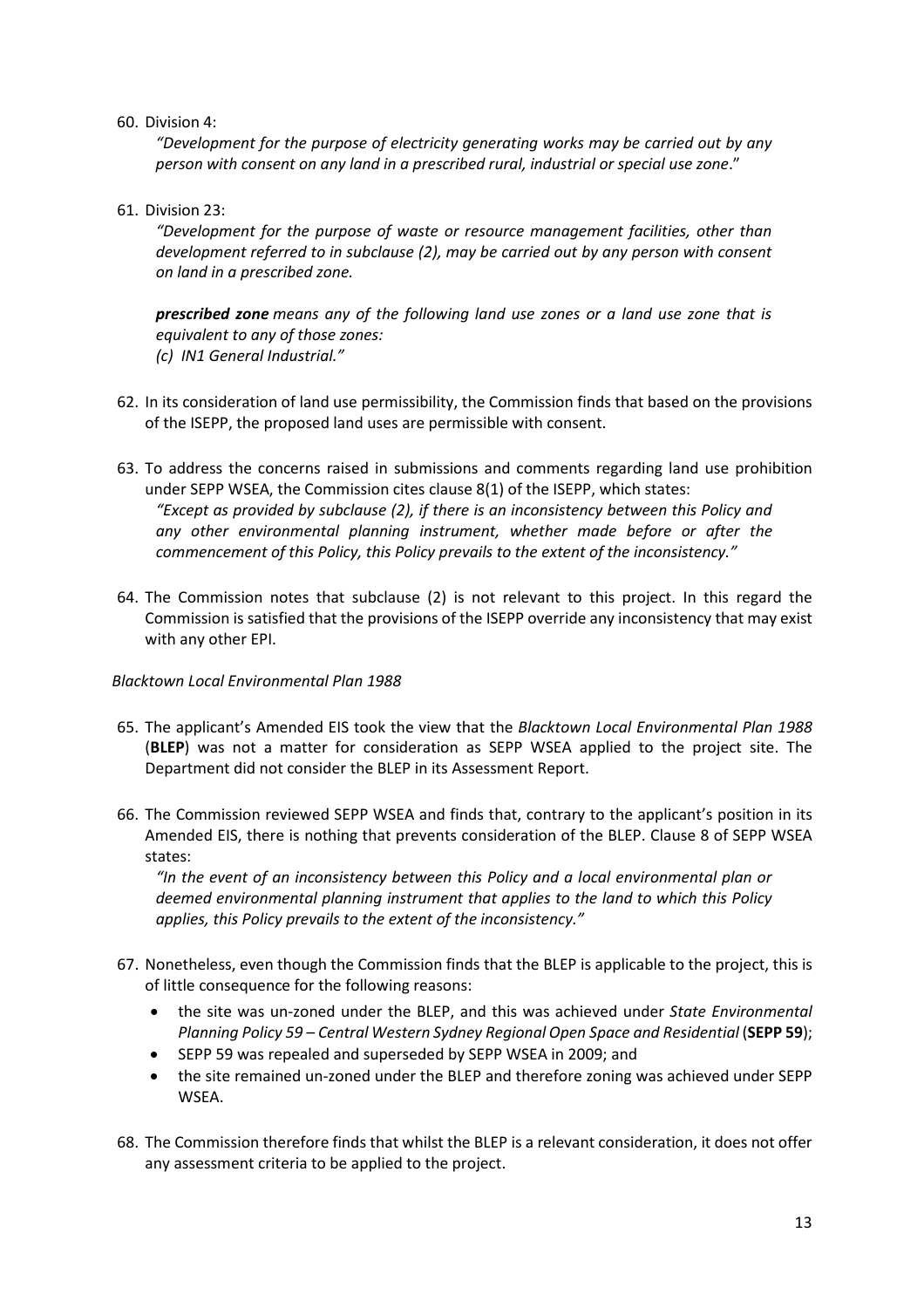60. Division 4:

    *"Development for the purpose of electricity generating works may be carried out by any person with consent on any land in a prescribed rural, industrial or special use zone*."

61. Division 23:

    *"Development for the purpose of waste or resource management facilities, other than development referred to in subclause (2), may be carried out by any person with consent on land in a prescribed zone.*

    ***prescribed zone** means any of the following land use zones or a land use zone that is equivalent to any of those zones:*
    *(c) IN1 General Industrial."*

62. In its consideration of land use permissibility, the Commission finds that based on the provisions of the ISEPP, the proposed land uses are permissible with consent.

63. To address the concerns raised in submissions and comments regarding land use prohibition under SEPP WSEA, the Commission cites clause 8(1) of the ISEPP, which states:
    *"Except as provided by subclause (2), if there is an inconsistency between this Policy and any other environmental planning instrument, whether made before or after the commencement of this Policy, this Policy prevails to the extent of the inconsistency."*

64. The Commission notes that subclause (2) is not relevant to this project. In this regard the Commission is satisfied that the provisions of the ISEPP override any inconsistency that may exist with any other EPI.

*Blacktown Local Environmental Plan 1988*

65. The applicant's Amended EIS took the view that the *Blacktown Local Environmental Plan 1988* (**BLEP**) was not a matter for consideration as SEPP WSEA applied to the project site. The Department did not consider the BLEP in its Assessment Report.

66. The Commission reviewed SEPP WSEA and finds that, contrary to the applicant's position in its Amended EIS, there is nothing that prevents consideration of the BLEP. Clause 8 of SEPP WSEA states:

    *"In the event of an inconsistency between this Policy and a local environmental plan or deemed environmental planning instrument that applies to the land to which this Policy applies, this Policy prevails to the extent of the inconsistency."*

67. Nonetheless, even though the Commission finds that the BLEP is applicable to the project, this is of little consequence for the following reasons:
    - the site was un-zoned under the BLEP, and this was achieved under *State Environmental Planning Policy 59 – Central Western Sydney Regional Open Space and Residential* (**SEPP 59**);
    - SEPP 59 was repealed and superseded by SEPP WSEA in 2009; and
    - the site remained un-zoned under the BLEP and therefore zoning was achieved under SEPP WSEA.

68. The Commission therefore finds that whilst the BLEP is a relevant consideration, it does not offer any assessment criteria to be applied to the project.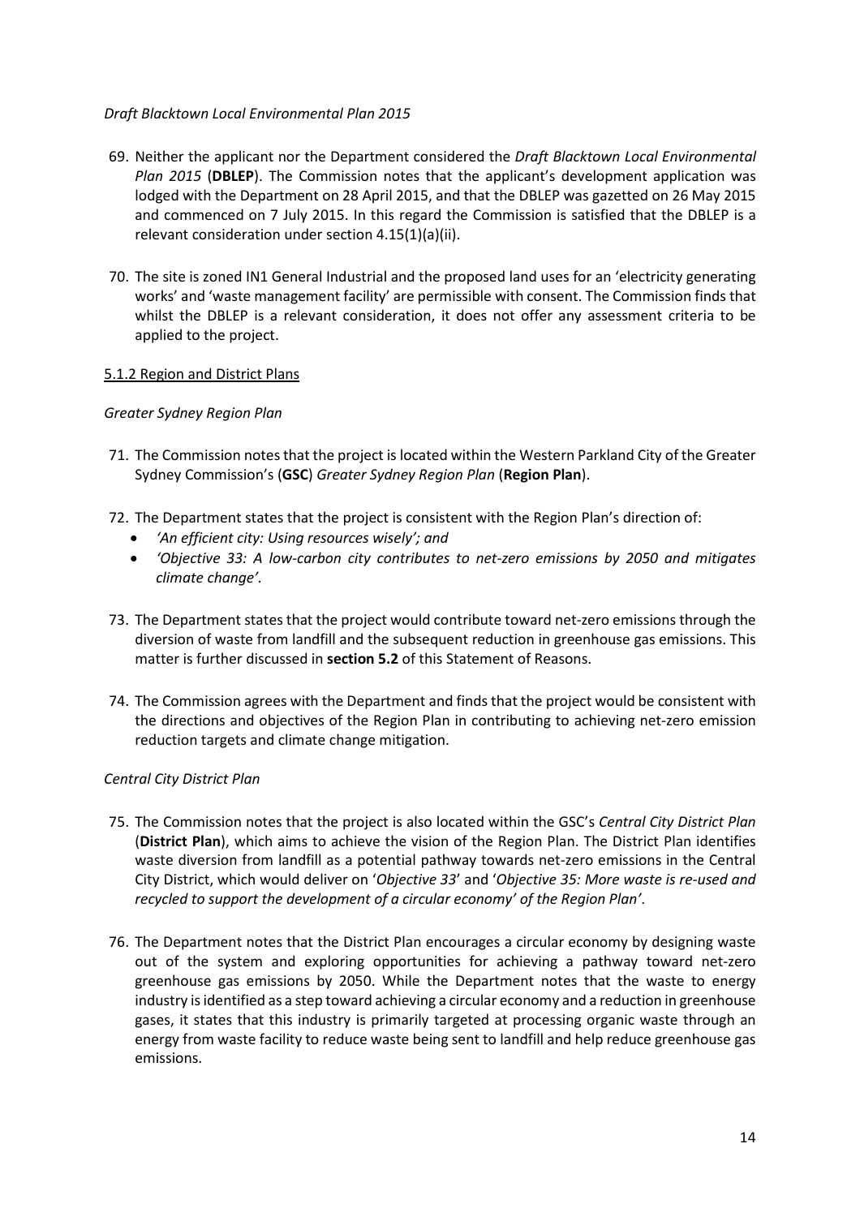*Draft Blacktown Local Environmental Plan 2015*

69. Neither the applicant nor the Department considered the *Draft Blacktown Local Environmental Plan 2015* (**DBLEP**). The Commission notes that the applicant's development application was lodged with the Department on 28 April 2015, and that the DBLEP was gazetted on 26 May 2015 and commenced on 7 July 2015. In this regard the Commission is satisfied that the DBLEP is a relevant consideration under section 4.15(1)(a)(ii).

70. The site is zoned IN1 General Industrial and the proposed land uses for an 'electricity generating works' and 'waste management facility' are permissible with consent. The Commission finds that whilst the DBLEP is a relevant consideration, it does not offer any assessment criteria to be applied to the project.

5.1.2 Region and District Plans

*Greater Sydney Region Plan*

71. The Commission notes that the project is located within the Western Parkland City of the Greater Sydney Commission's (**GSC**) *Greater Sydney Region Plan* (**Region Plan**).

72. The Department states that the project is consistent with the Region Plan's direction of:
    - *'An efficient city: Using resources wisely'; and*
    - *'Objective 33: A low-carbon city contributes to net-zero emissions by 2050 and mitigates climate change'.*

73. The Department states that the project would contribute toward net-zero emissions through the diversion of waste from landfill and the subsequent reduction in greenhouse gas emissions. This matter is further discussed in **section 5.2** of this Statement of Reasons.

74. The Commission agrees with the Department and finds that the project would be consistent with the directions and objectives of the Region Plan in contributing to achieving net-zero emission reduction targets and climate change mitigation.

*Central City District Plan*

75. The Commission notes that the project is also located within the GSC's *Central City District Plan* (**District Plan**), which aims to achieve the vision of the Region Plan. The District Plan identifies waste diversion from landfill as a potential pathway towards net-zero emissions in the Central City District, which would deliver on '*Objective 33*' and '*Objective 35: More waste is re-used and recycled to support the development of a circular economy' of the Region Plan'*.

76. The Department notes that the District Plan encourages a circular economy by designing waste out of the system and exploring opportunities for achieving a pathway toward net-zero greenhouse gas emissions by 2050. While the Department notes that the waste to energy industry is identified as a step toward achieving a circular economy and a reduction in greenhouse gases, it states that this industry is primarily targeted at processing organic waste through an energy from waste facility to reduce waste being sent to landfill and help reduce greenhouse gas emissions.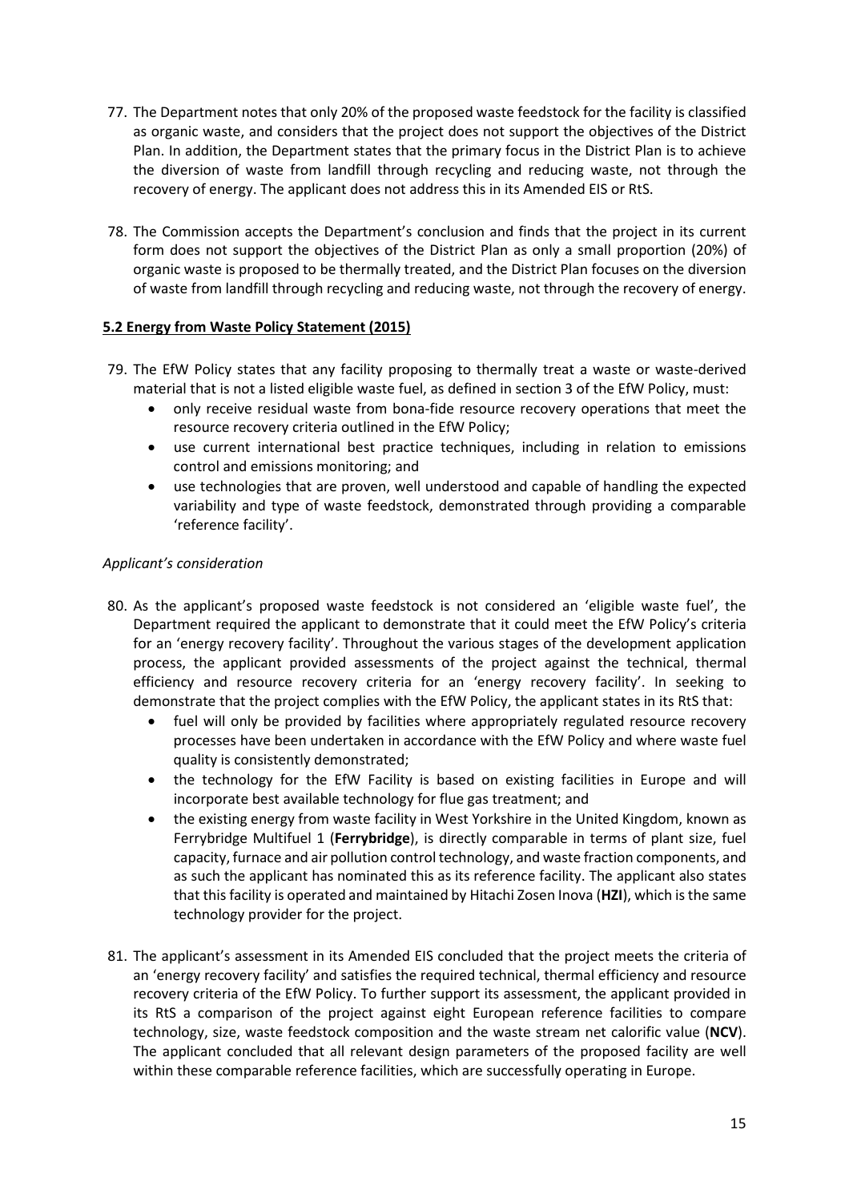77. The Department notes that only 20% of the proposed waste feedstock for the facility is classified as organic waste, and considers that the project does not support the objectives of the District Plan. In addition, the Department states that the primary focus in the District Plan is to achieve the diversion of waste from landfill through recycling and reducing waste, not through the recovery of energy. The applicant does not address this in its Amended EIS or RtS.

78. The Commission accepts the Department's conclusion and finds that the project in its current form does not support the objectives of the District Plan as only a small proportion (20%) of organic waste is proposed to be thermally treated, and the District Plan focuses on the diversion of waste from landfill through recycling and reducing waste, not through the recovery of energy.

### 5.2 Energy from Waste Policy Statement (2015)

79. The EfW Policy states that any facility proposing to thermally treat a waste or waste-derived material that is not a listed eligible waste fuel, as defined in section 3 of the EfW Policy, must:
    - only receive residual waste from bona-fide resource recovery operations that meet the resource recovery criteria outlined in the EfW Policy;
    - use current international best practice techniques, including in relation to emissions control and emissions monitoring; and
    - use technologies that are proven, well understood and capable of handling the expected variability and type of waste feedstock, demonstrated through providing a comparable 'reference facility'.

*Applicant's consideration*

80. As the applicant's proposed waste feedstock is not considered an 'eligible waste fuel', the Department required the applicant to demonstrate that it could meet the EfW Policy's criteria for an 'energy recovery facility'. Throughout the various stages of the development application process, the applicant provided assessments of the project against the technical, thermal efficiency and resource recovery criteria for an 'energy recovery facility'. In seeking to demonstrate that the project complies with the EfW Policy, the applicant states in its RtS that:
    - fuel will only be provided by facilities where appropriately regulated resource recovery processes have been undertaken in accordance with the EfW Policy and where waste fuel quality is consistently demonstrated;
    - the technology for the EfW Facility is based on existing facilities in Europe and will incorporate best available technology for flue gas treatment; and
    - the existing energy from waste facility in West Yorkshire in the United Kingdom, known as Ferrybridge Multifuel 1 (**Ferrybridge**), is directly comparable in terms of plant size, fuel capacity, furnace and air pollution control technology, and waste fraction components, and as such the applicant has nominated this as its reference facility. The applicant also states that this facility is operated and maintained by Hitachi Zosen Inova (**HZI**), which is the same technology provider for the project.

81. The applicant's assessment in its Amended EIS concluded that the project meets the criteria of an 'energy recovery facility' and satisfies the required technical, thermal efficiency and resource recovery criteria of the EfW Policy. To further support its assessment, the applicant provided in its RtS a comparison of the project against eight European reference facilities to compare technology, size, waste feedstock composition and the waste stream net calorific value (**NCV**). The applicant concluded that all relevant design parameters of the proposed facility are well within these comparable reference facilities, which are successfully operating in Europe.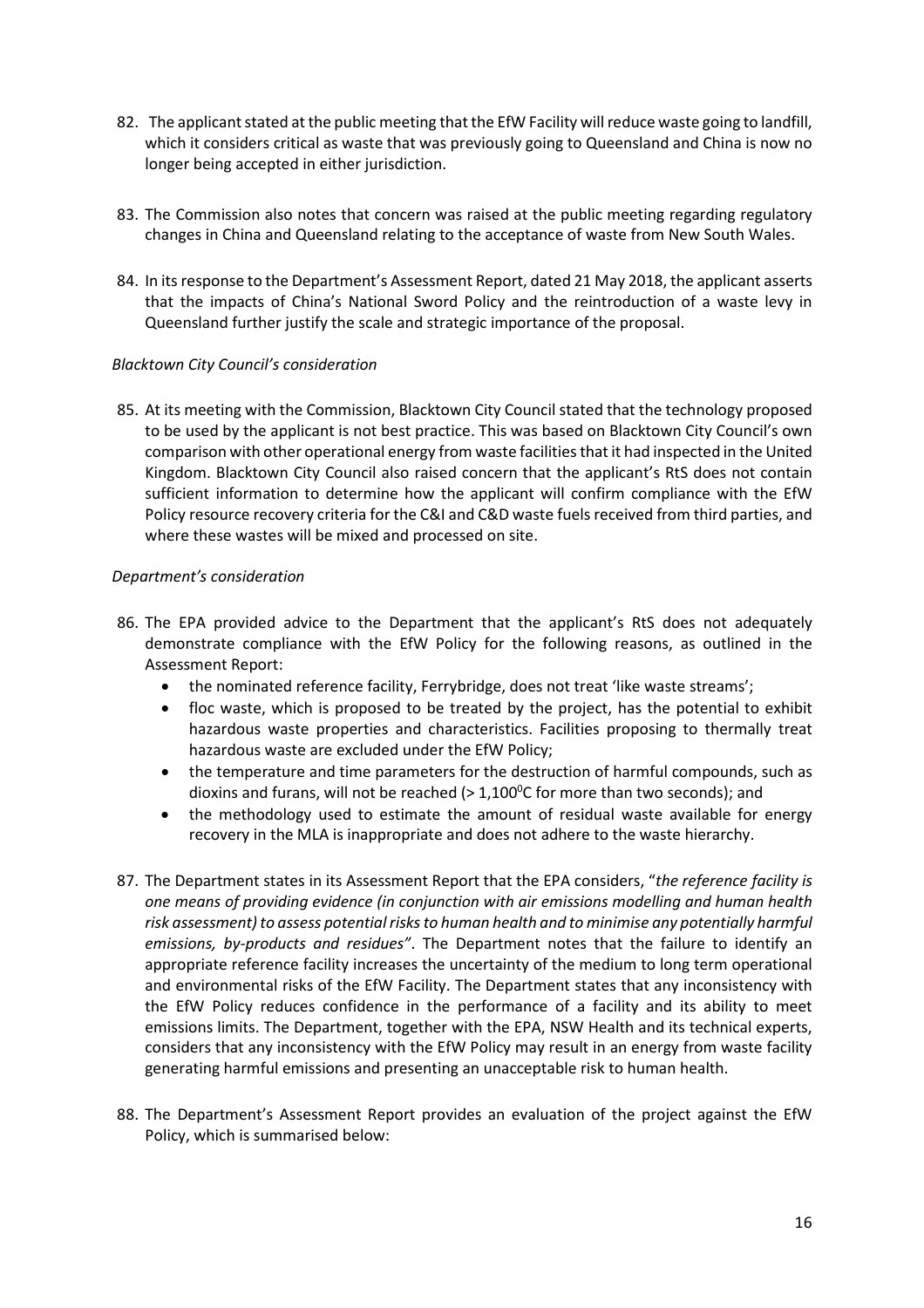82. The applicant stated at the public meeting that the EfW Facility will reduce waste going to landfill, which it considers critical as waste that was previously going to Queensland and China is now no longer being accepted in either jurisdiction.

83. The Commission also notes that concern was raised at the public meeting regarding regulatory changes in China and Queensland relating to the acceptance of waste from New South Wales.

84. In its response to the Department's Assessment Report, dated 21 May 2018, the applicant asserts that the impacts of China's National Sword Policy and the reintroduction of a waste levy in Queensland further justify the scale and strategic importance of the proposal.

*Blacktown City Council's consideration*

85. At its meeting with the Commission, Blacktown City Council stated that the technology proposed to be used by the applicant is not best practice. This was based on Blacktown City Council's own comparison with other operational energy from waste facilities that it had inspected in the United Kingdom. Blacktown City Council also raised concern that the applicant's RtS does not contain sufficient information to determine how the applicant will confirm compliance with the EfW Policy resource recovery criteria for the C&I and C&D waste fuels received from third parties, and where these wastes will be mixed and processed on site.

*Department's consideration*

86. The EPA provided advice to the Department that the applicant's RtS does not adequately demonstrate compliance with the EfW Policy for the following reasons, as outlined in the Assessment Report:
    - the nominated reference facility, Ferrybridge, does not treat 'like waste streams';
    - floc waste, which is proposed to be treated by the project, has the potential to exhibit hazardous waste properties and characteristics. Facilities proposing to thermally treat hazardous waste are excluded under the EfW Policy;
    - the temperature and time parameters for the destruction of harmful compounds, such as dioxins and furans, will not be reached (> 1,100$^0$C for more than two seconds); and
    - the methodology used to estimate the amount of residual waste available for energy recovery in the MLA is inappropriate and does not adhere to the waste hierarchy.

87. The Department states in its Assessment Report that the EPA considers, "*the reference facility is one means of providing evidence (in conjunction with air emissions modelling and human health risk assessment) to assess potential risks to human health and to minimise any potentially harmful emissions, by-products and residues"*. The Department notes that the failure to identify an appropriate reference facility increases the uncertainty of the medium to long term operational and environmental risks of the EfW Facility. The Department states that any inconsistency with the EfW Policy reduces confidence in the performance of a facility and its ability to meet emissions limits. The Department, together with the EPA, NSW Health and its technical experts, considers that any inconsistency with the EfW Policy may result in an energy from waste facility generating harmful emissions and presenting an unacceptable risk to human health.

88. The Department's Assessment Report provides an evaluation of the project against the EfW Policy, which is summarised below: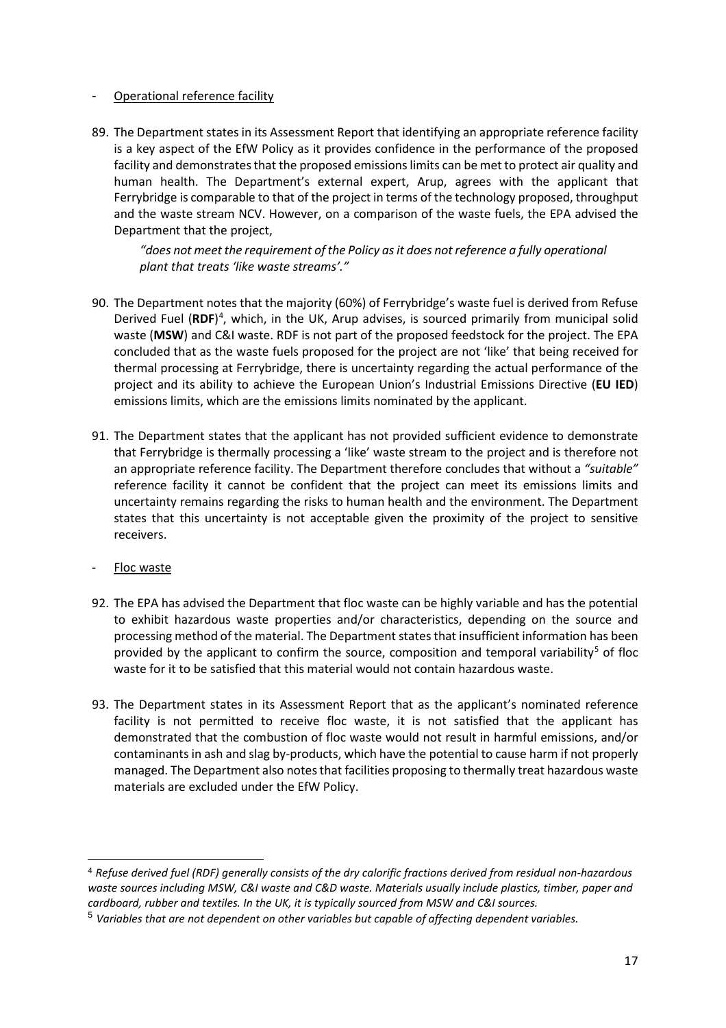- Operational reference facility

89. The Department states in its Assessment Report that identifying an appropriate reference facility is a key aspect of the EfW Policy as it provides confidence in the performance of the proposed facility and demonstrates that the proposed emissions limits can be met to protect air quality and human health. The Department's external expert, Arup, agrees with the applicant that Ferrybridge is comparable to that of the project in terms of the technology proposed, throughput and the waste stream NCV. However, on a comparison of the waste fuels, the EPA advised the Department that the project,

    *"does not meet the requirement of the Policy as it does not reference a fully operational plant that treats 'like waste streams'."*

90. The Department notes that the majority (60%) of Ferrybridge's waste fuel is derived from Refuse Derived Fuel (**RDF**)[4], which, in the UK, Arup advises, is sourced primarily from municipal solid waste (**MSW**) and C&I waste. RDF is not part of the proposed feedstock for the project. The EPA concluded that as the waste fuels proposed for the project are not 'like' that being received for thermal processing at Ferrybridge, there is uncertainty regarding the actual performance of the project and its ability to achieve the European Union's Industrial Emissions Directive (**EU IED**) emissions limits, which are the emissions limits nominated by the applicant.

91. The Department states that the applicant has not provided sufficient evidence to demonstrate that Ferrybridge is thermally processing a 'like' waste stream to the project and is therefore not an appropriate reference facility. The Department therefore concludes that without a *"suitable"* reference facility it cannot be confident that the project can meet its emissions limits and uncertainty remains regarding the risks to human health and the environment. The Department states that this uncertainty is not acceptable given the proximity of the project to sensitive receivers.

- Floc waste

92. The EPA has advised the Department that floc waste can be highly variable and has the potential to exhibit hazardous waste properties and/or characteristics, depending on the source and processing method of the material. The Department states that insufficient information has been provided by the applicant to confirm the source, composition and temporal variability[5] of floc waste for it to be satisfied that this material would not contain hazardous waste.

93. The Department states in its Assessment Report that as the applicant's nominated reference facility is not permitted to receive floc waste, it is not satisfied that the applicant has demonstrated that the combustion of floc waste would not result in harmful emissions, and/or contaminants in ash and slag by-products, which have the potential to cause harm if not properly managed. The Department also notes that facilities proposing to thermally treat hazardous waste materials are excluded under the EfW Policy.

---

[4] *Refuse derived fuel (RDF) generally consists of the dry calorific fractions derived from residual non-hazardous waste sources including MSW, C&I waste and C&D waste. Materials usually include plastics, timber, paper and cardboard, rubber and textiles. In the UK, it is typically sourced from MSW and C&I sources.*

[5] *Variables that are not dependent on other variables but capable of affecting dependent variables.*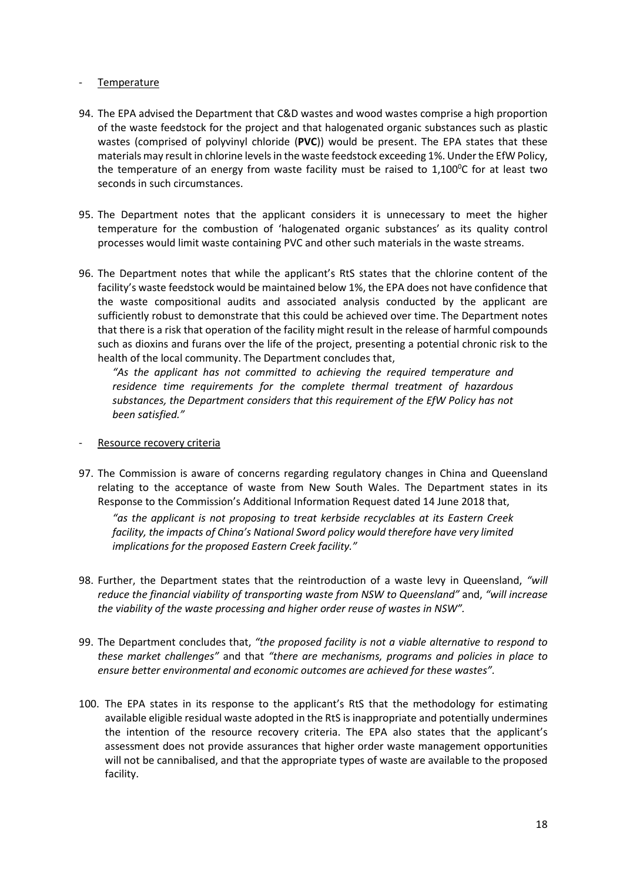- <u>Temperature</u>

94. The EPA advised the Department that C&D wastes and wood wastes comprise a high proportion of the waste feedstock for the project and that halogenated organic substances such as plastic wastes (comprised of polyvinyl chloride (**PVC**)) would be present. The EPA states that these materials may result in chlorine levels in the waste feedstock exceeding 1%. Under the EfW Policy, the temperature of an energy from waste facility must be raised to 1,100$^0$C for at least two seconds in such circumstances.

95. The Department notes that the applicant considers it is unnecessary to meet the higher temperature for the combustion of 'halogenated organic substances' as its quality control processes would limit waste containing PVC and other such materials in the waste streams.

96. The Department notes that while the applicant's RtS states that the chlorine content of the facility's waste feedstock would be maintained below 1%, the EPA does not have confidence that the waste compositional audits and associated analysis conducted by the applicant are sufficiently robust to demonstrate that this could be achieved over time. The Department notes that there is a risk that operation of the facility might result in the release of harmful compounds such as dioxins and furans over the life of the project, presenting a potential chronic risk to the health of the local community. The Department concludes that,

    *"As the applicant has not committed to achieving the required temperature and residence time requirements for the complete thermal treatment of hazardous substances, the Department considers that this requirement of the EfW Policy has not been satisfied."*

- <u>Resource recovery criteria</u>

97. The Commission is aware of concerns regarding regulatory changes in China and Queensland relating to the acceptance of waste from New South Wales. The Department states in its Response to the Commission's Additional Information Request dated 14 June 2018 that,

    *"as the applicant is not proposing to treat kerbside recyclables at its Eastern Creek facility, the impacts of China's National Sword policy would therefore have very limited implications for the proposed Eastern Creek facility."*

98. Further, the Department states that the reintroduction of a waste levy in Queensland, *"will reduce the financial viability of transporting waste from NSW to Queensland"* and, *"will increase the viability of the waste processing and higher order reuse of wastes in NSW".*

99. The Department concludes that, *"the proposed facility is not a viable alternative to respond to these market challenges"* and that *"there are mechanisms, programs and policies in place to ensure better environmental and economic outcomes are achieved for these wastes".*

100. The EPA states in its response to the applicant's RtS that the methodology for estimating available eligible residual waste adopted in the RtS is inappropriate and potentially undermines the intention of the resource recovery criteria. The EPA also states that the applicant's assessment does not provide assurances that higher order waste management opportunities will not be cannibalised, and that the appropriate types of waste are available to the proposed facility.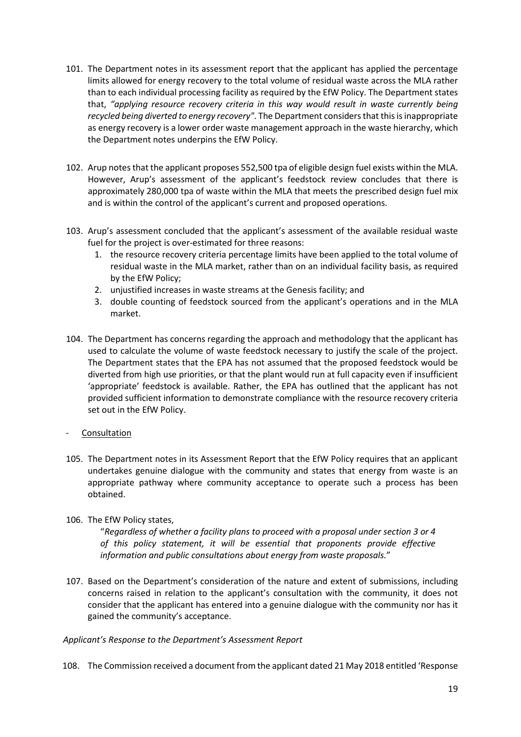101. The Department notes in its assessment report that the applicant has applied the percentage limits allowed for energy recovery to the total volume of residual waste across the MLA rather than to each individual processing facility as required by the EfW Policy. The Department states that, *"applying resource recovery criteria in this way would result in waste currently being recycled being diverted to energy recovery"*. The Department considers that this is inappropriate as energy recovery is a lower order waste management approach in the waste hierarchy, which the Department notes underpins the EfW Policy.

102. Arup notes that the applicant proposes 552,500 tpa of eligible design fuel exists within the MLA. However, Arup's assessment of the applicant's feedstock review concludes that there is approximately 280,000 tpa of waste within the MLA that meets the prescribed design fuel mix and is within the control of the applicant's current and proposed operations.

103. Arup's assessment concluded that the applicant's assessment of the available residual waste fuel for the project is over-estimated for three reasons:
    1. the resource recovery criteria percentage limits have been applied to the total volume of residual waste in the MLA market, rather than on an individual facility basis, as required by the EfW Policy;
    2. unjustified increases in waste streams at the Genesis facility; and
    3. double counting of feedstock sourced from the applicant's operations and in the MLA market.

104. The Department has concerns regarding the approach and methodology that the applicant has used to calculate the volume of waste feedstock necessary to justify the scale of the project. The Department states that the EPA has not assumed that the proposed feedstock would be diverted from high use priorities, or that the plant would run at full capacity even if insufficient 'appropriate' feedstock is available. Rather, the EPA has outlined that the applicant has not provided sufficient information to demonstrate compliance with the resource recovery criteria set out in the EfW Policy.

- Consultation

105. The Department notes in its Assessment Report that the EfW Policy requires that an applicant undertakes genuine dialogue with the community and states that energy from waste is an appropriate pathway where community acceptance to operate such a process has been obtained.

106. The EfW Policy states,

    "*Regardless of whether a facility plans to proceed with a proposal under section 3 or 4 of this policy statement, it will be essential that proponents provide effective information and public consultations about energy from waste proposals.*"

107. Based on the Department's consideration of the nature and extent of submissions, including concerns raised in relation to the applicant's consultation with the community, it does not consider that the applicant has entered into a genuine dialogue with the community nor has it gained the community's acceptance.

*Applicant's Response to the Department's Assessment Report*

108. The Commission received a document from the applicant dated 21 May 2018 entitled 'Response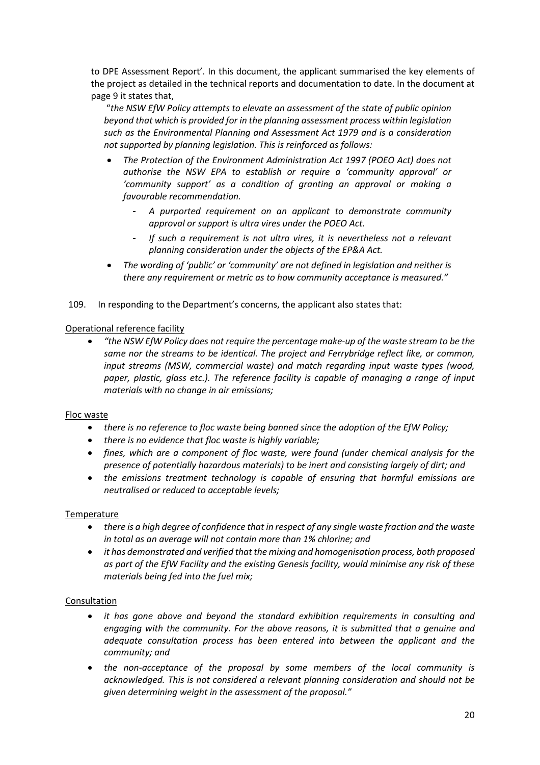to DPE Assessment Report'. In this document, the applicant summarised the key elements of the project as detailed in the technical reports and documentation to date. In the document at page 9 it states that,

"*the NSW EfW Policy attempts to elevate an assessment of the state of public opinion beyond that which is provided for in the planning assessment process within legislation such as the Environmental Planning and Assessment Act 1979 and is a consideration not supported by planning legislation. This is reinforced as follows:*

- *The Protection of the Environment Administration Act 1997 (POEO Act) does not authorise the NSW EPA to establish or require a 'community approval' or 'community support' as a condition of granting an approval or making a favourable recommendation.*
  - *A purported requirement on an applicant to demonstrate community approval or support is ultra vires under the POEO Act.*
  - *If such a requirement is not ultra vires, it is nevertheless not a relevant planning consideration under the objects of the EP&A Act.*
- *The wording of 'public' or 'community' are not defined in legislation and neither is there any requirement or metric as to how community acceptance is measured."*

109. In responding to the Department's concerns, the applicant also states that:

<u>Operational reference facility</u>

- *"the NSW EfW Policy does not require the percentage make-up of the waste stream to be the same nor the streams to be identical. The project and Ferrybridge reflect like, or common, input streams (MSW, commercial waste) and match regarding input waste types (wood, paper, plastic, glass etc.). The reference facility is capable of managing a range of input materials with no change in air emissions;*

<u>Floc waste</u>

- *there is no reference to floc waste being banned since the adoption of the EfW Policy;*
- *there is no evidence that floc waste is highly variable;*
- *fines, which are a component of floc waste, were found (under chemical analysis for the presence of potentially hazardous materials) to be inert and consisting largely of dirt; and*
- *the emissions treatment technology is capable of ensuring that harmful emissions are neutralised or reduced to acceptable levels;*

<u>Temperature</u>

- *there is a high degree of confidence that in respect of any single waste fraction and the waste in total as an average will not contain more than 1% chlorine; and*
- *it has demonstrated and verified that the mixing and homogenisation process, both proposed as part of the EfW Facility and the existing Genesis facility, would minimise any risk of these materials being fed into the fuel mix;*

<u>Consultation</u>

- *it has gone above and beyond the standard exhibition requirements in consulting and engaging with the community. For the above reasons, it is submitted that a genuine and adequate consultation process has been entered into between the applicant and the community; and*
- *the non-acceptance of the proposal by some members of the local community is acknowledged. This is not considered a relevant planning consideration and should not be given determining weight in the assessment of the proposal."*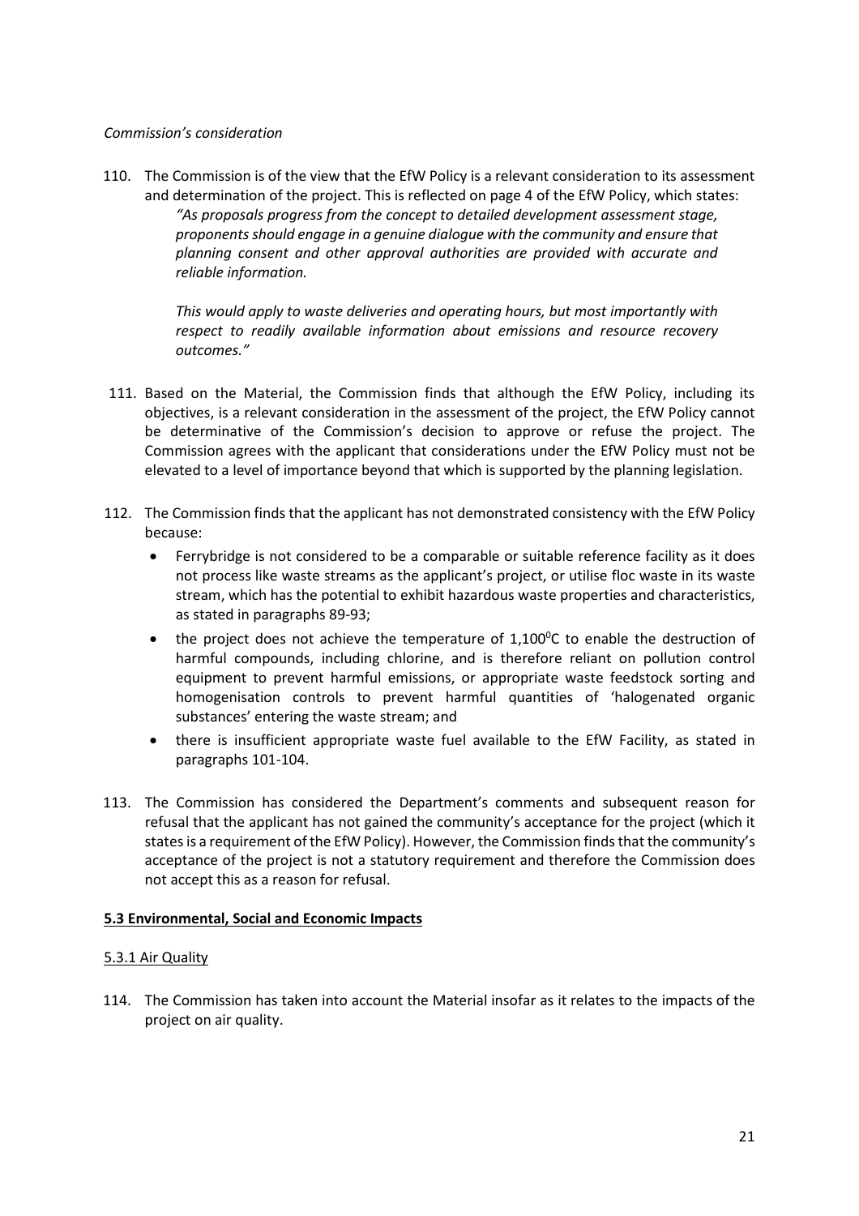*Commission's consideration*

110. The Commission is of the view that the EfW Policy is a relevant consideration to its assessment and determination of the project. This is reflected on page 4 of the EfW Policy, which states:

    *"As proposals progress from the concept to detailed development assessment stage, proponents should engage in a genuine dialogue with the community and ensure that planning consent and other approval authorities are provided with accurate and reliable information.*

    *This would apply to waste deliveries and operating hours, but most importantly with respect to readily available information about emissions and resource recovery outcomes."*

111. Based on the Material, the Commission finds that although the EfW Policy, including its objectives, is a relevant consideration in the assessment of the project, the EfW Policy cannot be determinative of the Commission's decision to approve or refuse the project. The Commission agrees with the applicant that considerations under the EfW Policy must not be elevated to a level of importance beyond that which is supported by the planning legislation.

112. The Commission finds that the applicant has not demonstrated consistency with the EfW Policy because:
    - Ferrybridge is not considered to be a comparable or suitable reference facility as it does not process like waste streams as the applicant's project, or utilise floc waste in its waste stream, which has the potential to exhibit hazardous waste properties and characteristics, as stated in paragraphs 89-93;
    - the project does not achieve the temperature of 1,100$^{0}$C to enable the destruction of harmful compounds, including chlorine, and is therefore reliant on pollution control equipment to prevent harmful emissions, or appropriate waste feedstock sorting and homogenisation controls to prevent harmful quantities of 'halogenated organic substances' entering the waste stream; and
    - there is insufficient appropriate waste fuel available to the EfW Facility, as stated in paragraphs 101-104.

113. The Commission has considered the Department's comments and subsequent reason for refusal that the applicant has not gained the community's acceptance for the project (which it states is a requirement of the EfW Policy). However, the Commission finds that the community's acceptance of the project is not a statutory requirement and therefore the Commission does not accept this as a reason for refusal.

## 5.3 Environmental, Social and Economic Impacts

### 5.3.1 Air Quality

114. The Commission has taken into account the Material insofar as it relates to the impacts of the project on air quality.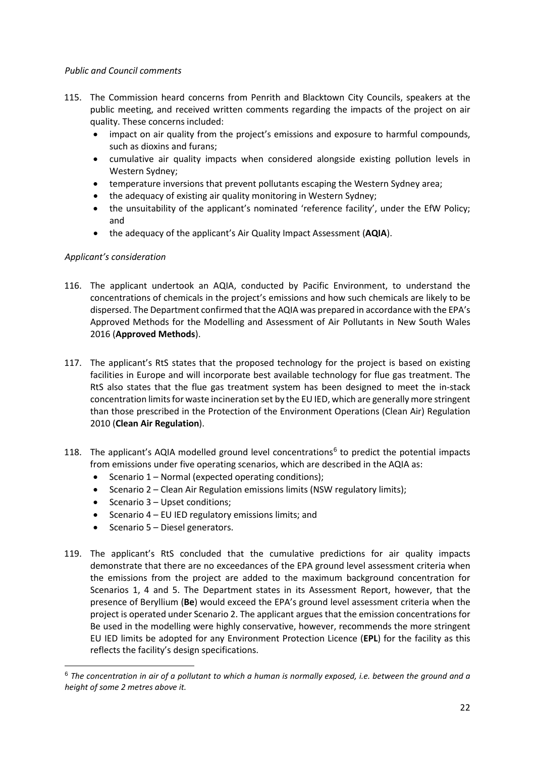*Public and Council comments*

115. The Commission heard concerns from Penrith and Blacktown City Councils, speakers at the public meeting, and received written comments regarding the impacts of the project on air quality. These concerns included:
    - impact on air quality from the project's emissions and exposure to harmful compounds, such as dioxins and furans;
    - cumulative air quality impacts when considered alongside existing pollution levels in Western Sydney;
    - temperature inversions that prevent pollutants escaping the Western Sydney area;
    - the adequacy of existing air quality monitoring in Western Sydney;
    - the unsuitability of the applicant's nominated 'reference facility', under the EfW Policy; and
    - the adequacy of the applicant's Air Quality Impact Assessment (**AQIA**).

*Applicant's consideration*

116. The applicant undertook an AQIA, conducted by Pacific Environment, to understand the concentrations of chemicals in the project's emissions and how such chemicals are likely to be dispersed. The Department confirmed that the AQIA was prepared in accordance with the EPA's Approved Methods for the Modelling and Assessment of Air Pollutants in New South Wales 2016 (**Approved Methods**).

117. The applicant's RtS states that the proposed technology for the project is based on existing facilities in Europe and will incorporate best available technology for flue gas treatment. The RtS also states that the flue gas treatment system has been designed to meet the in-stack concentration limits for waste incineration set by the EU IED, which are generally more stringent than those prescribed in the Protection of the Environment Operations (Clean Air) Regulation 2010 (**Clean Air Regulation**).

118. The applicant's AQIA modelled ground level concentrations[6] to predict the potential impacts from emissions under five operating scenarios, which are described in the AQIA as:
    - Scenario 1 – Normal (expected operating conditions);
    - Scenario 2 – Clean Air Regulation emissions limits (NSW regulatory limits);
    - Scenario 3 – Upset conditions;
    - Scenario 4 – EU IED regulatory emissions limits; and
    - Scenario 5 – Diesel generators.

119. The applicant's RtS concluded that the cumulative predictions for air quality impacts demonstrate that there are no exceedances of the EPA ground level assessment criteria when the emissions from the project are added to the maximum background concentration for Scenarios 1, 4 and 5. The Department states in its Assessment Report, however, that the presence of Beryllium (**Be**) would exceed the EPA's ground level assessment criteria when the project is operated under Scenario 2. The applicant argues that the emission concentrations for Be used in the modelling were highly conservative, however, recommends the more stringent EU IED limits be adopted for any Environment Protection Licence (**EPL**) for the facility as this reflects the facility's design specifications.

---

[6] *The concentration in air of a pollutant to which a human is normally exposed, i.e. between the ground and a height of some 2 metres above it.*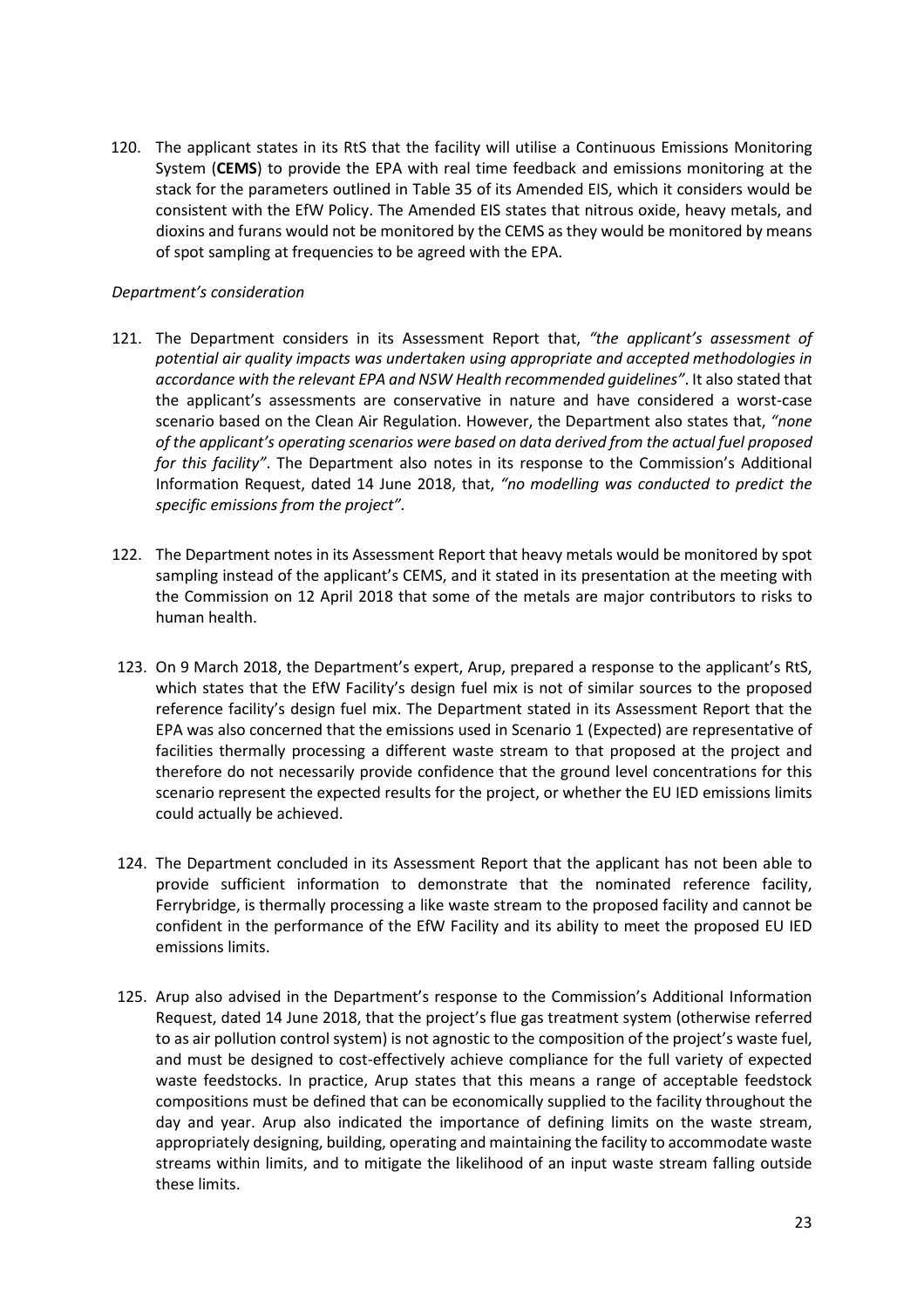120. The applicant states in its RtS that the facility will utilise a Continuous Emissions Monitoring System (**CEMS**) to provide the EPA with real time feedback and emissions monitoring at the stack for the parameters outlined in Table 35 of its Amended EIS, which it considers would be consistent with the EfW Policy. The Amended EIS states that nitrous oxide, heavy metals, and dioxins and furans would not be monitored by the CEMS as they would be monitored by means of spot sampling at frequencies to be agreed with the EPA.

*Department's consideration*

121. The Department considers in its Assessment Report that, *"the applicant's assessment of potential air quality impacts was undertaken using appropriate and accepted methodologies in accordance with the relevant EPA and NSW Health recommended guidelines"*. It also stated that the applicant's assessments are conservative in nature and have considered a worst-case scenario based on the Clean Air Regulation. However, the Department also states that, *"none of the applicant's operating scenarios were based on data derived from the actual fuel proposed for this facility"*. The Department also notes in its response to the Commission's Additional Information Request, dated 14 June 2018, that, *"no modelling was conducted to predict the specific emissions from the project".*

122. The Department notes in its Assessment Report that heavy metals would be monitored by spot sampling instead of the applicant's CEMS, and it stated in its presentation at the meeting with the Commission on 12 April 2018 that some of the metals are major contributors to risks to human health.

123. On 9 March 2018, the Department's expert, Arup, prepared a response to the applicant's RtS, which states that the EfW Facility's design fuel mix is not of similar sources to the proposed reference facility's design fuel mix. The Department stated in its Assessment Report that the EPA was also concerned that the emissions used in Scenario 1 (Expected) are representative of facilities thermally processing a different waste stream to that proposed at the project and therefore do not necessarily provide confidence that the ground level concentrations for this scenario represent the expected results for the project, or whether the EU IED emissions limits could actually be achieved.

124. The Department concluded in its Assessment Report that the applicant has not been able to provide sufficient information to demonstrate that the nominated reference facility, Ferrybridge, is thermally processing a like waste stream to the proposed facility and cannot be confident in the performance of the EfW Facility and its ability to meet the proposed EU IED emissions limits.

125. Arup also advised in the Department's response to the Commission's Additional Information Request, dated 14 June 2018, that the project's flue gas treatment system (otherwise referred to as air pollution control system) is not agnostic to the composition of the project's waste fuel, and must be designed to cost-effectively achieve compliance for the full variety of expected waste feedstocks. In practice, Arup states that this means a range of acceptable feedstock compositions must be defined that can be economically supplied to the facility throughout the day and year. Arup also indicated the importance of defining limits on the waste stream, appropriately designing, building, operating and maintaining the facility to accommodate waste streams within limits, and to mitigate the likelihood of an input waste stream falling outside these limits.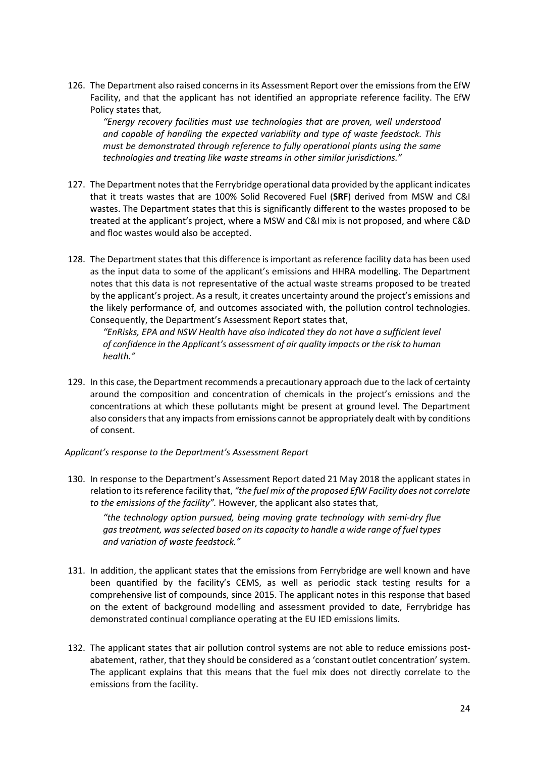126. The Department also raised concerns in its Assessment Report over the emissions from the EfW Facility, and that the applicant has not identified an appropriate reference facility. The EfW Policy states that,

    *"Energy recovery facilities must use technologies that are proven, well understood and capable of handling the expected variability and type of waste feedstock. This must be demonstrated through reference to fully operational plants using the same technologies and treating like waste streams in other similar jurisdictions."*

127. The Department notes that the Ferrybridge operational data provided by the applicant indicates that it treats wastes that are 100% Solid Recovered Fuel (**SRF**) derived from MSW and C&I wastes. The Department states that this is significantly different to the wastes proposed to be treated at the applicant's project, where a MSW and C&I mix is not proposed, and where C&D and floc wastes would also be accepted.

128. The Department states that this difference is important as reference facility data has been used as the input data to some of the applicant's emissions and HHRA modelling. The Department notes that this data is not representative of the actual waste streams proposed to be treated by the applicant's project. As a result, it creates uncertainty around the project's emissions and the likely performance of, and outcomes associated with, the pollution control technologies. Consequently, the Department's Assessment Report states that,

    *"EnRisks, EPA and NSW Health have also indicated they do not have a sufficient level of confidence in the Applicant's assessment of air quality impacts or the risk to human health."*

129. In this case, the Department recommends a precautionary approach due to the lack of certainty around the composition and concentration of chemicals in the project's emissions and the concentrations at which these pollutants might be present at ground level. The Department also considers that any impacts from emissions cannot be appropriately dealt with by conditions of consent.

*Applicant's response to the Department's Assessment Report*

130. In response to the Department's Assessment Report dated 21 May 2018 the applicant states in relation to its reference facility that, *"the fuel mix of the proposed EfW Facility does not correlate to the emissions of the facility".* However, the applicant also states that,

    *"the technology option pursued, being moving grate technology with semi-dry flue gas treatment, was selected based on its capacity to handle a wide range of fuel types and variation of waste feedstock."*

131. In addition, the applicant states that the emissions from Ferrybridge are well known and have been quantified by the facility's CEMS, as well as periodic stack testing results for a comprehensive list of compounds, since 2015. The applicant notes in this response that based on the extent of background modelling and assessment provided to date, Ferrybridge has demonstrated continual compliance operating at the EU IED emissions limits.

132. The applicant states that air pollution control systems are not able to reduce emissions post-abatement, rather, that they should be considered as a 'constant outlet concentration' system. The applicant explains that this means that the fuel mix does not directly correlate to the emissions from the facility.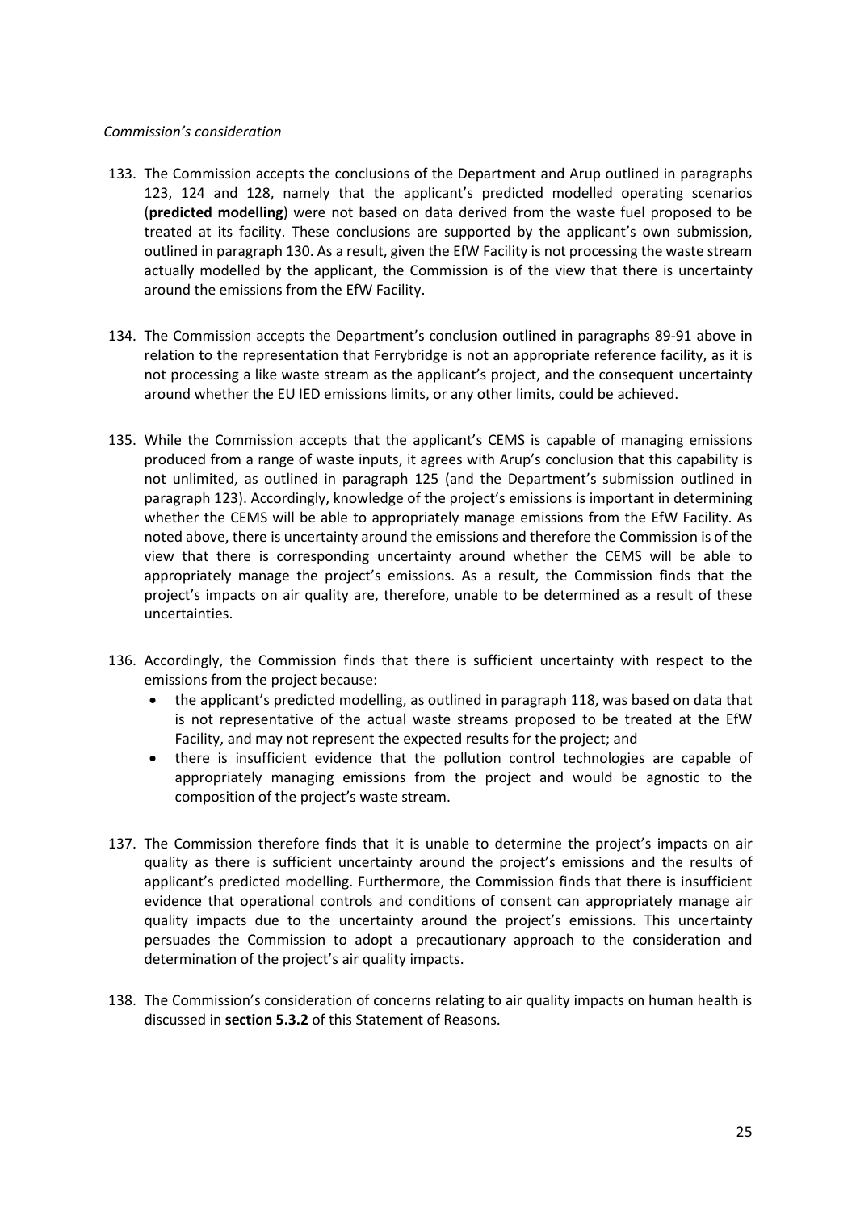*Commission's consideration*

133. The Commission accepts the conclusions of the Department and Arup outlined in paragraphs 123, 124 and 128, namely that the applicant's predicted modelled operating scenarios (**predicted modelling**) were not based on data derived from the waste fuel proposed to be treated at its facility. These conclusions are supported by the applicant's own submission, outlined in paragraph 130. As a result, given the EfW Facility is not processing the waste stream actually modelled by the applicant, the Commission is of the view that there is uncertainty around the emissions from the EfW Facility.

134. The Commission accepts the Department's conclusion outlined in paragraphs 89-91 above in relation to the representation that Ferrybridge is not an appropriate reference facility, as it is not processing a like waste stream as the applicant's project, and the consequent uncertainty around whether the EU IED emissions limits, or any other limits, could be achieved.

135. While the Commission accepts that the applicant's CEMS is capable of managing emissions produced from a range of waste inputs, it agrees with Arup's conclusion that this capability is not unlimited, as outlined in paragraph 125 (and the Department's submission outlined in paragraph 123). Accordingly, knowledge of the project's emissions is important in determining whether the CEMS will be able to appropriately manage emissions from the EfW Facility. As noted above, there is uncertainty around the emissions and therefore the Commission is of the view that there is corresponding uncertainty around whether the CEMS will be able to appropriately manage the project's emissions. As a result, the Commission finds that the project's impacts on air quality are, therefore, unable to be determined as a result of these uncertainties.

136. Accordingly, the Commission finds that there is sufficient uncertainty with respect to the emissions from the project because:
    - the applicant's predicted modelling, as outlined in paragraph 118, was based on data that is not representative of the actual waste streams proposed to be treated at the EfW Facility, and may not represent the expected results for the project; and
    - there is insufficient evidence that the pollution control technologies are capable of appropriately managing emissions from the project and would be agnostic to the composition of the project's waste stream.

137. The Commission therefore finds that it is unable to determine the project's impacts on air quality as there is sufficient uncertainty around the project's emissions and the results of applicant's predicted modelling. Furthermore, the Commission finds that there is insufficient evidence that operational controls and conditions of consent can appropriately manage air quality impacts due to the uncertainty around the project's emissions. This uncertainty persuades the Commission to adopt a precautionary approach to the consideration and determination of the project's air quality impacts.

138. The Commission's consideration of concerns relating to air quality impacts on human health is discussed in **section 5.3.2** of this Statement of Reasons.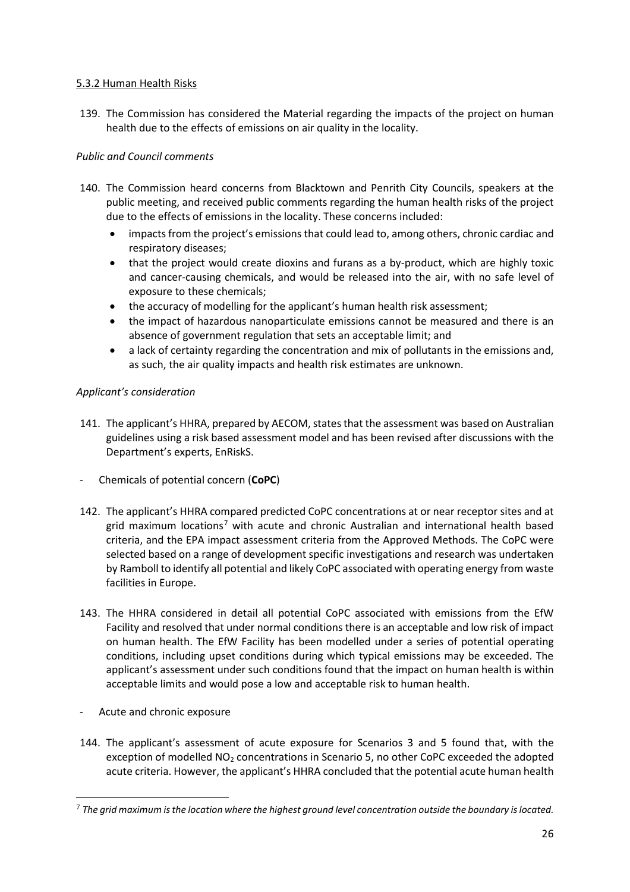5.3.2 Human Health Risks

139. The Commission has considered the Material regarding the impacts of the project on human health due to the effects of emissions on air quality in the locality.

*Public and Council comments*

140. The Commission heard concerns from Blacktown and Penrith City Councils, speakers at the public meeting, and received public comments regarding the human health risks of the project due to the effects of emissions in the locality. These concerns included:
    - impacts from the project's emissions that could lead to, among others, chronic cardiac and respiratory diseases;
    - that the project would create dioxins and furans as a by-product, which are highly toxic and cancer-causing chemicals, and would be released into the air, with no safe level of exposure to these chemicals;
    - the accuracy of modelling for the applicant's human health risk assessment;
    - the impact of hazardous nanoparticulate emissions cannot be measured and there is an absence of government regulation that sets an acceptable limit; and
    - a lack of certainty regarding the concentration and mix of pollutants in the emissions and, as such, the air quality impacts and health risk estimates are unknown.

*Applicant's consideration*

141. The applicant's HHRA, prepared by AECOM, states that the assessment was based on Australian guidelines using a risk based assessment model and has been revised after discussions with the Department's experts, EnRiskS.

- Chemicals of potential concern (**CoPC**)

142. The applicant's HHRA compared predicted CoPC concentrations at or near receptor sites and at grid maximum locations[7] with acute and chronic Australian and international health based criteria, and the EPA impact assessment criteria from the Approved Methods. The CoPC were selected based on a range of development specific investigations and research was undertaken by Ramboll to identify all potential and likely CoPC associated with operating energy from waste facilities in Europe.

143. The HHRA considered in detail all potential CoPC associated with emissions from the EfW Facility and resolved that under normal conditions there is an acceptable and low risk of impact on human health. The EfW Facility has been modelled under a series of potential operating conditions, including upset conditions during which typical emissions may be exceeded. The applicant's assessment under such conditions found that the impact on human health is within acceptable limits and would pose a low and acceptable risk to human health.

- Acute and chronic exposure

144. The applicant's assessment of acute exposure for Scenarios 3 and 5 found that, with the exception of modelled $NO_2$ concentrations in Scenario 5, no other CoPC exceeded the adopted acute criteria. However, the applicant's HHRA concluded that the potential acute human health

[7] *The grid maximum is the location where the highest ground level concentration outside the boundary is located.*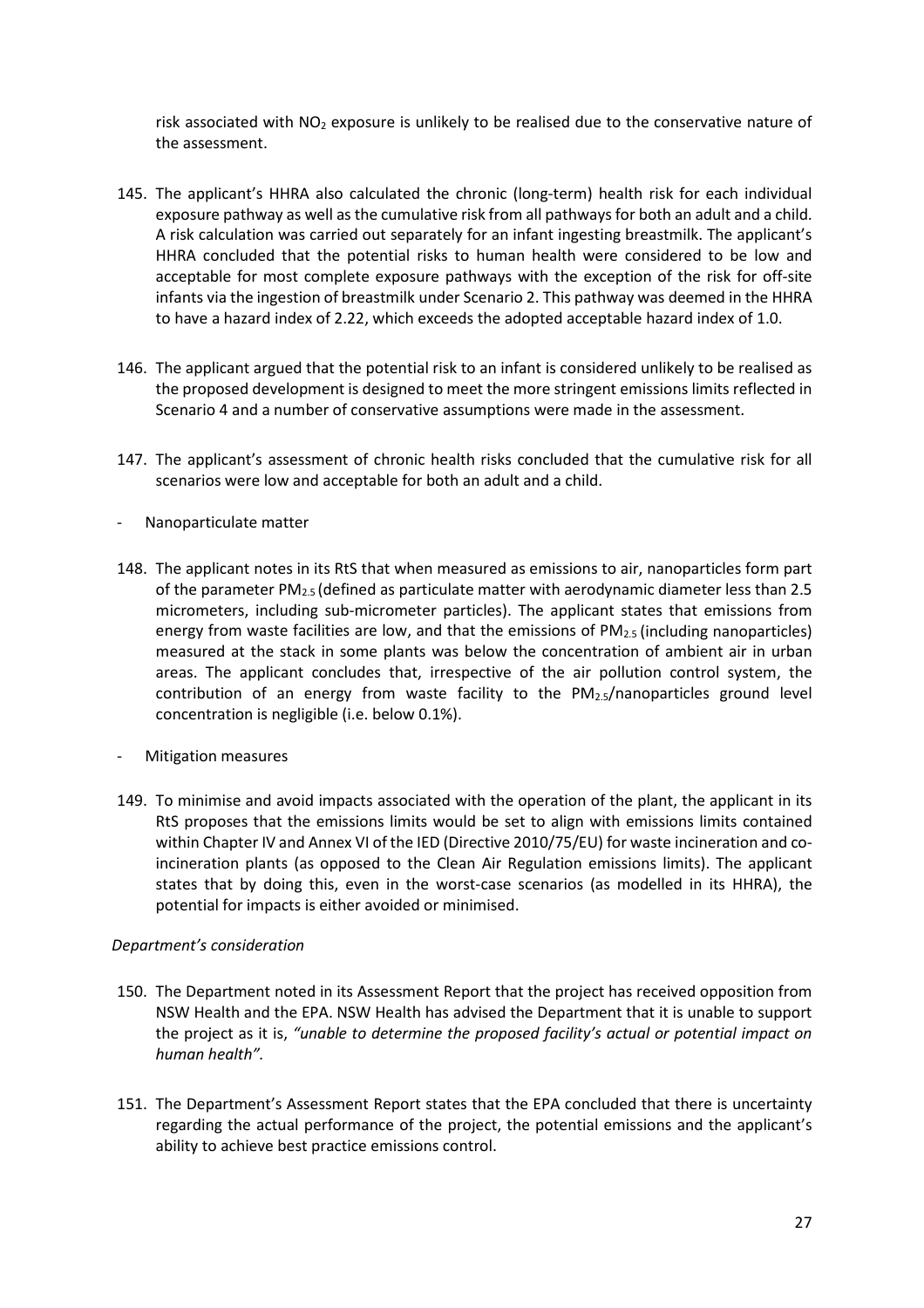risk associated with $NO_2$ exposure is unlikely to be realised due to the conservative nature of the assessment.

145. The applicant's HHRA also calculated the chronic (long-term) health risk for each individual exposure pathway as well as the cumulative risk from all pathways for both an adult and a child. A risk calculation was carried out separately for an infant ingesting breastmilk. The applicant's HHRA concluded that the potential risks to human health were considered to be low and acceptable for most complete exposure pathways with the exception of the risk for off-site infants via the ingestion of breastmilk under Scenario 2. This pathway was deemed in the HHRA to have a hazard index of 2.22, which exceeds the adopted acceptable hazard index of 1.0.

146. The applicant argued that the potential risk to an infant is considered unlikely to be realised as the proposed development is designed to meet the more stringent emissions limits reflected in Scenario 4 and a number of conservative assumptions were made in the assessment.

147. The applicant's assessment of chronic health risks concluded that the cumulative risk for all scenarios were low and acceptable for both an adult and a child.

- Nanoparticulate matter

148. The applicant notes in its RtS that when measured as emissions to air, nanoparticles form part of the parameter $PM_{2.5}$ (defined as particulate matter with aerodynamic diameter less than 2.5 micrometers, including sub-micrometer particles). The applicant states that emissions from energy from waste facilities are low, and that the emissions of $PM_{2.5}$ (including nanoparticles) measured at the stack in some plants was below the concentration of ambient air in urban areas. The applicant concludes that, irrespective of the air pollution control system, the contribution of an energy from waste facility to the $PM_{2.5}$/nanoparticles ground level concentration is negligible (i.e. below 0.1%).

- Mitigation measures

149. To minimise and avoid impacts associated with the operation of the plant, the applicant in its RtS proposes that the emissions limits would be set to align with emissions limits contained within Chapter IV and Annex VI of the IED (Directive 2010/75/EU) for waste incineration and co-incineration plants (as opposed to the Clean Air Regulation emissions limits). The applicant states that by doing this, even in the worst-case scenarios (as modelled in its HHRA), the potential for impacts is either avoided or minimised.

*Department's consideration*

150. The Department noted in its Assessment Report that the project has received opposition from NSW Health and the EPA. NSW Health has advised the Department that it is unable to support the project as it is, *"unable to determine the proposed facility's actual or potential impact on human health"*.

151. The Department's Assessment Report states that the EPA concluded that there is uncertainty regarding the actual performance of the project, the potential emissions and the applicant's ability to achieve best practice emissions control.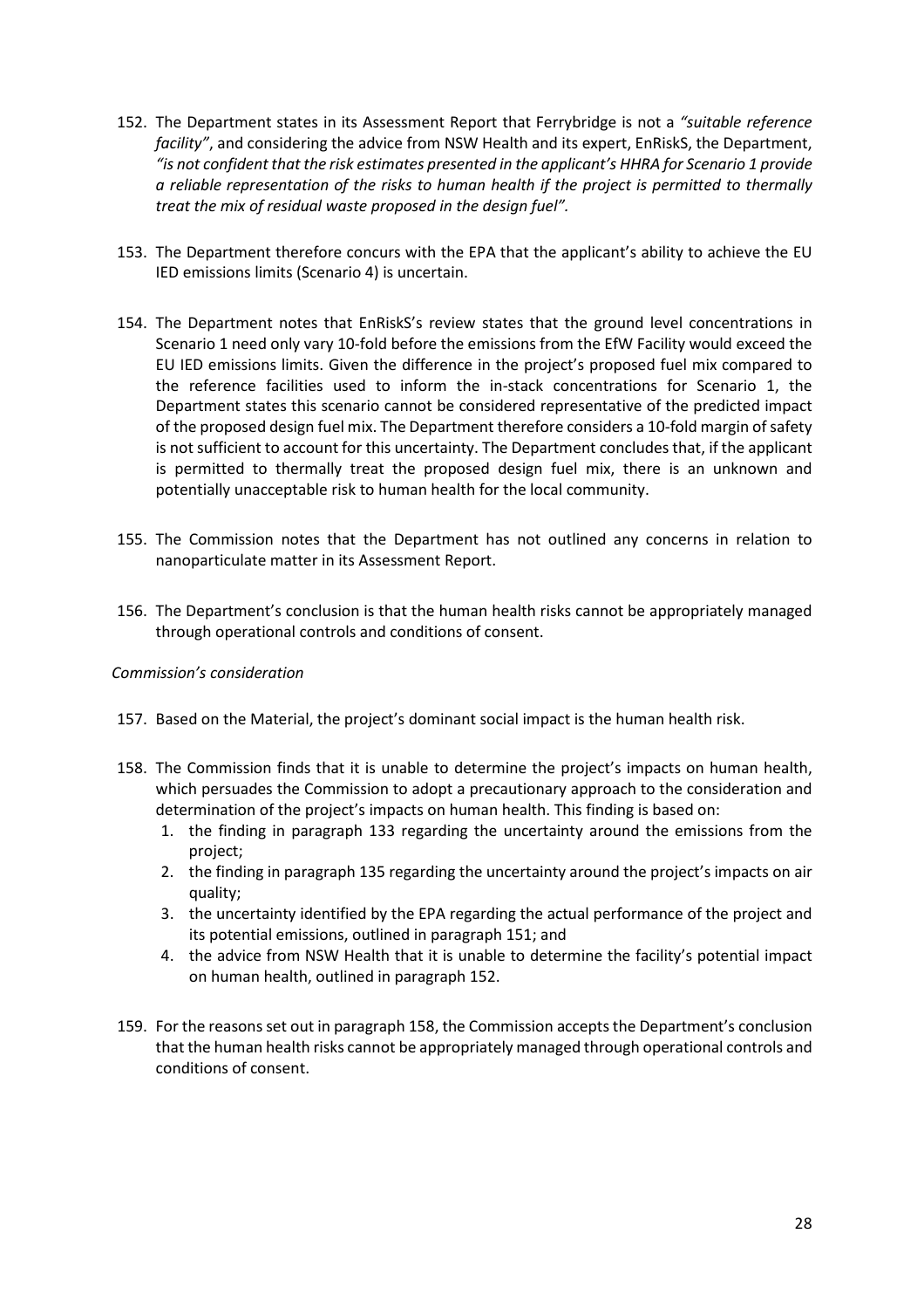152. The Department states in its Assessment Report that Ferrybridge is not a *"suitable reference facility"*, and considering the advice from NSW Health and its expert, EnRiskS, the Department, *"is not confident that the risk estimates presented in the applicant's HHRA for Scenario 1 provide a reliable representation of the risks to human health if the project is permitted to thermally treat the mix of residual waste proposed in the design fuel".*

153. The Department therefore concurs with the EPA that the applicant's ability to achieve the EU IED emissions limits (Scenario 4) is uncertain.

154. The Department notes that EnRiskS's review states that the ground level concentrations in Scenario 1 need only vary 10-fold before the emissions from the EfW Facility would exceed the EU IED emissions limits. Given the difference in the project's proposed fuel mix compared to the reference facilities used to inform the in-stack concentrations for Scenario 1, the Department states this scenario cannot be considered representative of the predicted impact of the proposed design fuel mix. The Department therefore considers a 10-fold margin of safety is not sufficient to account for this uncertainty. The Department concludes that, if the applicant is permitted to thermally treat the proposed design fuel mix, there is an unknown and potentially unacceptable risk to human health for the local community.

155. The Commission notes that the Department has not outlined any concerns in relation to nanoparticulate matter in its Assessment Report.

156. The Department's conclusion is that the human health risks cannot be appropriately managed through operational controls and conditions of consent.

*Commission's consideration*

157. Based on the Material, the project's dominant social impact is the human health risk.

158. The Commission finds that it is unable to determine the project's impacts on human health, which persuades the Commission to adopt a precautionary approach to the consideration and determination of the project's impacts on human health. This finding is based on:
    1. the finding in paragraph 133 regarding the uncertainty around the emissions from the project;
    2. the finding in paragraph 135 regarding the uncertainty around the project's impacts on air quality;
    3. the uncertainty identified by the EPA regarding the actual performance of the project and its potential emissions, outlined in paragraph 151; and
    4. the advice from NSW Health that it is unable to determine the facility's potential impact on human health, outlined in paragraph 152.

159. For the reasons set out in paragraph 158, the Commission accepts the Department's conclusion that the human health risks cannot be appropriately managed through operational controls and conditions of consent.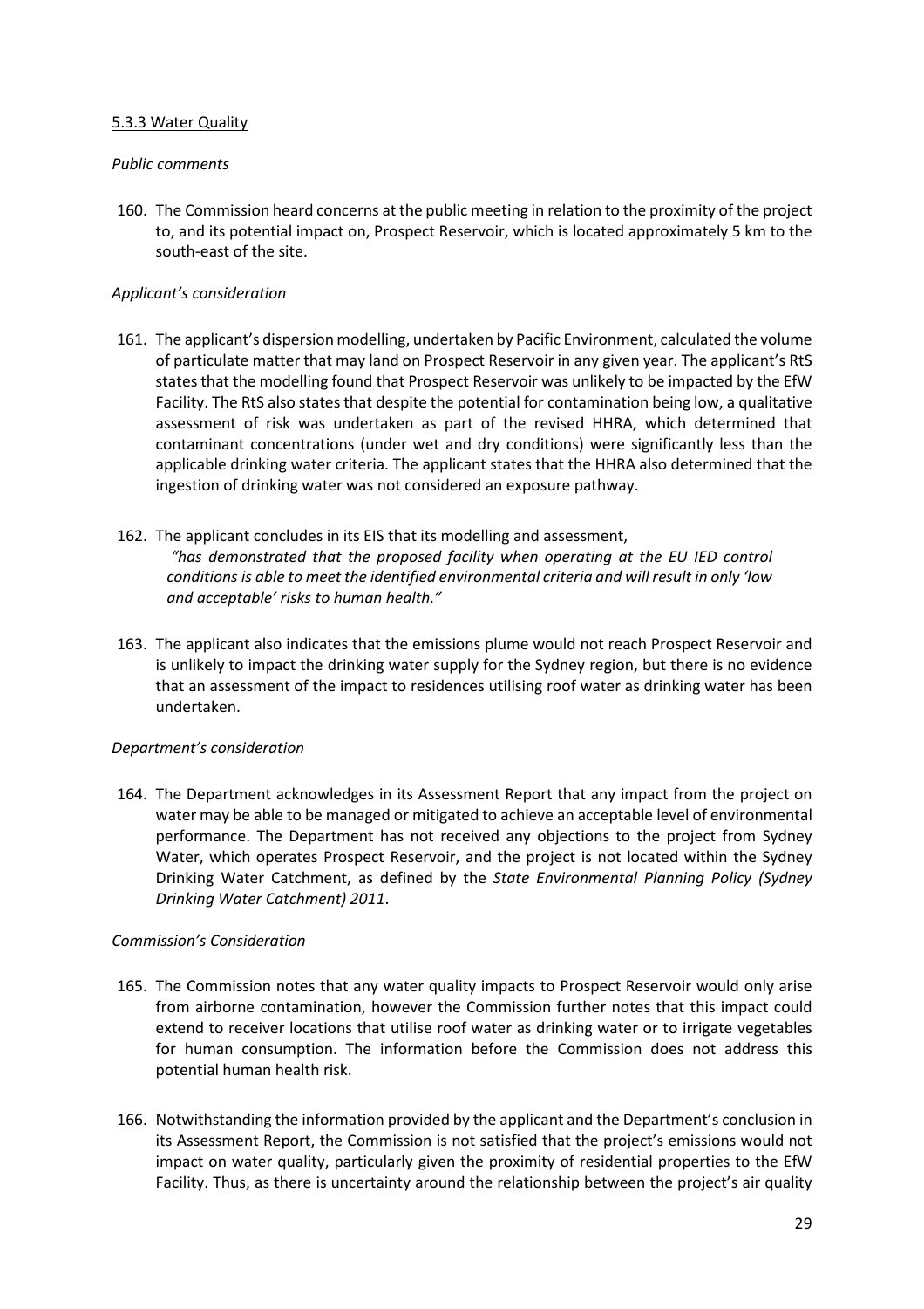5.3.3 Water Quality

*Public comments*

160. The Commission heard concerns at the public meeting in relation to the proximity of the project to, and its potential impact on, Prospect Reservoir, which is located approximately 5 km to the south-east of the site.

*Applicant's consideration*

161. The applicant's dispersion modelling, undertaken by Pacific Environment, calculated the volume of particulate matter that may land on Prospect Reservoir in any given year. The applicant's RtS states that the modelling found that Prospect Reservoir was unlikely to be impacted by the EfW Facility. The RtS also states that despite the potential for contamination being low, a qualitative assessment of risk was undertaken as part of the revised HHRA, which determined that contaminant concentrations (under wet and dry conditions) were significantly less than the applicable drinking water criteria. The applicant states that the HHRA also determined that the ingestion of drinking water was not considered an exposure pathway.

162. The applicant concludes in its EIS that its modelling and assessment,

    *"has demonstrated that the proposed facility when operating at the EU IED control conditions is able to meet the identified environmental criteria and will result in only 'low and acceptable' risks to human health."*

163. The applicant also indicates that the emissions plume would not reach Prospect Reservoir and is unlikely to impact the drinking water supply for the Sydney region, but there is no evidence that an assessment of the impact to residences utilising roof water as drinking water has been undertaken.

*Department's consideration*

164. The Department acknowledges in its Assessment Report that any impact from the project on water may be able to be managed or mitigated to achieve an acceptable level of environmental performance. The Department has not received any objections to the project from Sydney Water, which operates Prospect Reservoir, and the project is not located within the Sydney Drinking Water Catchment, as defined by the *State Environmental Planning Policy (Sydney Drinking Water Catchment) 2011*.

*Commission's Consideration*

165. The Commission notes that any water quality impacts to Prospect Reservoir would only arise from airborne contamination, however the Commission further notes that this impact could extend to receiver locations that utilise roof water as drinking water or to irrigate vegetables for human consumption. The information before the Commission does not address this potential human health risk.

166. Notwithstanding the information provided by the applicant and the Department's conclusion in its Assessment Report, the Commission is not satisfied that the project's emissions would not impact on water quality, particularly given the proximity of residential properties to the EfW Facility. Thus, as there is uncertainty around the relationship between the project's air quality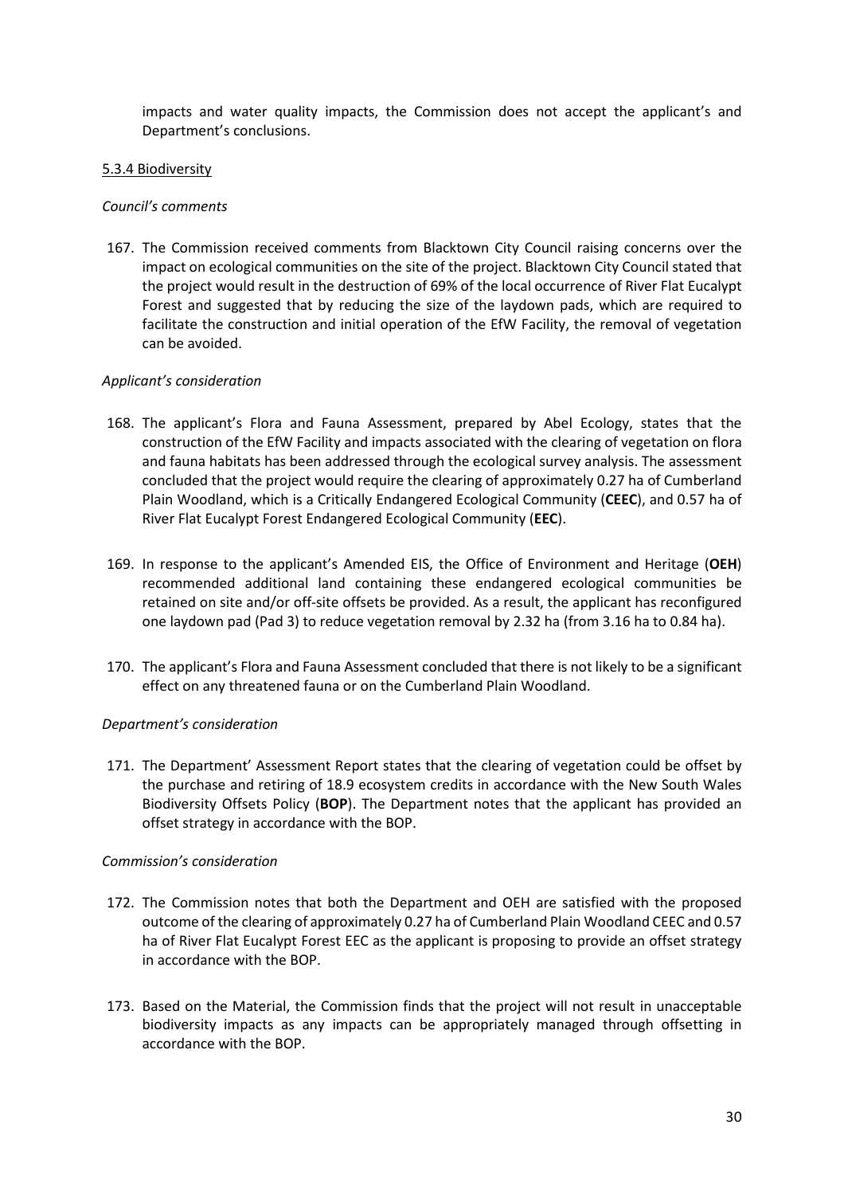impacts and water quality impacts, the Commission does not accept the applicant's and Department's conclusions.

5.3.4 Biodiversity

*Council's comments*

167. The Commission received comments from Blacktown City Council raising concerns over the impact on ecological communities on the site of the project. Blacktown City Council stated that the project would result in the destruction of 69% of the local occurrence of River Flat Eucalypt Forest and suggested that by reducing the size of the laydown pads, which are required to facilitate the construction and initial operation of the EfW Facility, the removal of vegetation can be avoided.

*Applicant's consideration*

168. The applicant's Flora and Fauna Assessment, prepared by Abel Ecology, states that the construction of the EfW Facility and impacts associated with the clearing of vegetation on flora and fauna habitats has been addressed through the ecological survey analysis. The assessment concluded that the project would require the clearing of approximately 0.27 ha of Cumberland Plain Woodland, which is a Critically Endangered Ecological Community (**CEEC**), and 0.57 ha of River Flat Eucalypt Forest Endangered Ecological Community (**EEC**).

169. In response to the applicant's Amended EIS, the Office of Environment and Heritage (**OEH**) recommended additional land containing these endangered ecological communities be retained on site and/or off-site offsets be provided. As a result, the applicant has reconfigured one laydown pad (Pad 3) to reduce vegetation removal by 2.32 ha (from 3.16 ha to 0.84 ha).

170. The applicant's Flora and Fauna Assessment concluded that there is not likely to be a significant effect on any threatened fauna or on the Cumberland Plain Woodland.

*Department's consideration*

171. The Department' Assessment Report states that the clearing of vegetation could be offset by the purchase and retiring of 18.9 ecosystem credits in accordance with the New South Wales Biodiversity Offsets Policy (**BOP**). The Department notes that the applicant has provided an offset strategy in accordance with the BOP.

*Commission's consideration*

172. The Commission notes that both the Department and OEH are satisfied with the proposed outcome of the clearing of approximately 0.27 ha of Cumberland Plain Woodland CEEC and 0.57 ha of River Flat Eucalypt Forest EEC as the applicant is proposing to provide an offset strategy in accordance with the BOP.

173. Based on the Material, the Commission finds that the project will not result in unacceptable biodiversity impacts as any impacts can be appropriately managed through offsetting in accordance with the BOP.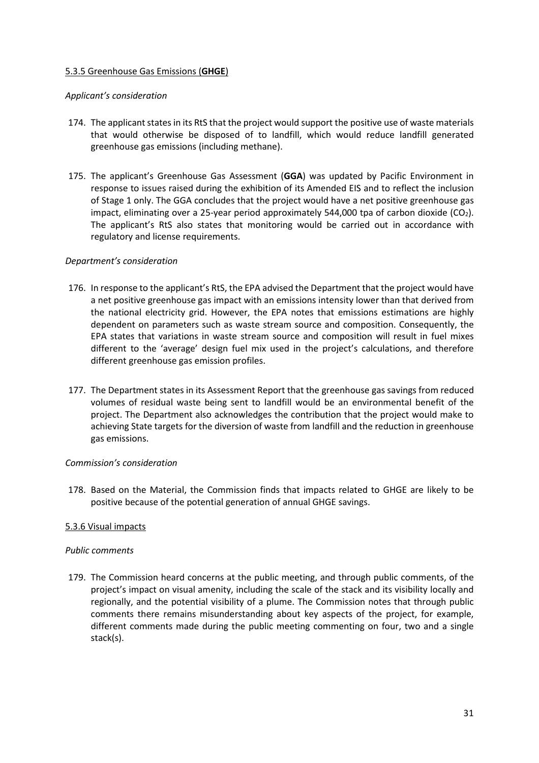5.3.5 Greenhouse Gas Emissions (**GHGE**)

*Applicant's consideration*

174. The applicant states in its RtS that the project would support the positive use of waste materials that would otherwise be disposed of to landfill, which would reduce landfill generated greenhouse gas emissions (including methane).

175. The applicant's Greenhouse Gas Assessment (**GGA**) was updated by Pacific Environment in response to issues raised during the exhibition of its Amended EIS and to reflect the inclusion of Stage 1 only. The GGA concludes that the project would have a net positive greenhouse gas impact, eliminating over a 25-year period approximately 544,000 tpa of carbon dioxide ($CO_2$). The applicant's RtS also states that monitoring would be carried out in accordance with regulatory and license requirements.

*Department's consideration*

176. In response to the applicant's RtS, the EPA advised the Department that the project would have a net positive greenhouse gas impact with an emissions intensity lower than that derived from the national electricity grid. However, the EPA notes that emissions estimations are highly dependent on parameters such as waste stream source and composition. Consequently, the EPA states that variations in waste stream source and composition will result in fuel mixes different to the 'average' design fuel mix used in the project's calculations, and therefore different greenhouse gas emission profiles.

177. The Department states in its Assessment Report that the greenhouse gas savings from reduced volumes of residual waste being sent to landfill would be an environmental benefit of the project. The Department also acknowledges the contribution that the project would make to achieving State targets for the diversion of waste from landfill and the reduction in greenhouse gas emissions.

*Commission's consideration*

178. Based on the Material, the Commission finds that impacts related to GHGE are likely to be positive because of the potential generation of annual GHGE savings.

5.3.6 Visual impacts

*Public comments*

179. The Commission heard concerns at the public meeting, and through public comments, of the project's impact on visual amenity, including the scale of the stack and its visibility locally and regionally, and the potential visibility of a plume. The Commission notes that through public comments there remains misunderstanding about key aspects of the project, for example, different comments made during the public meeting commenting on four, two and a single stack(s).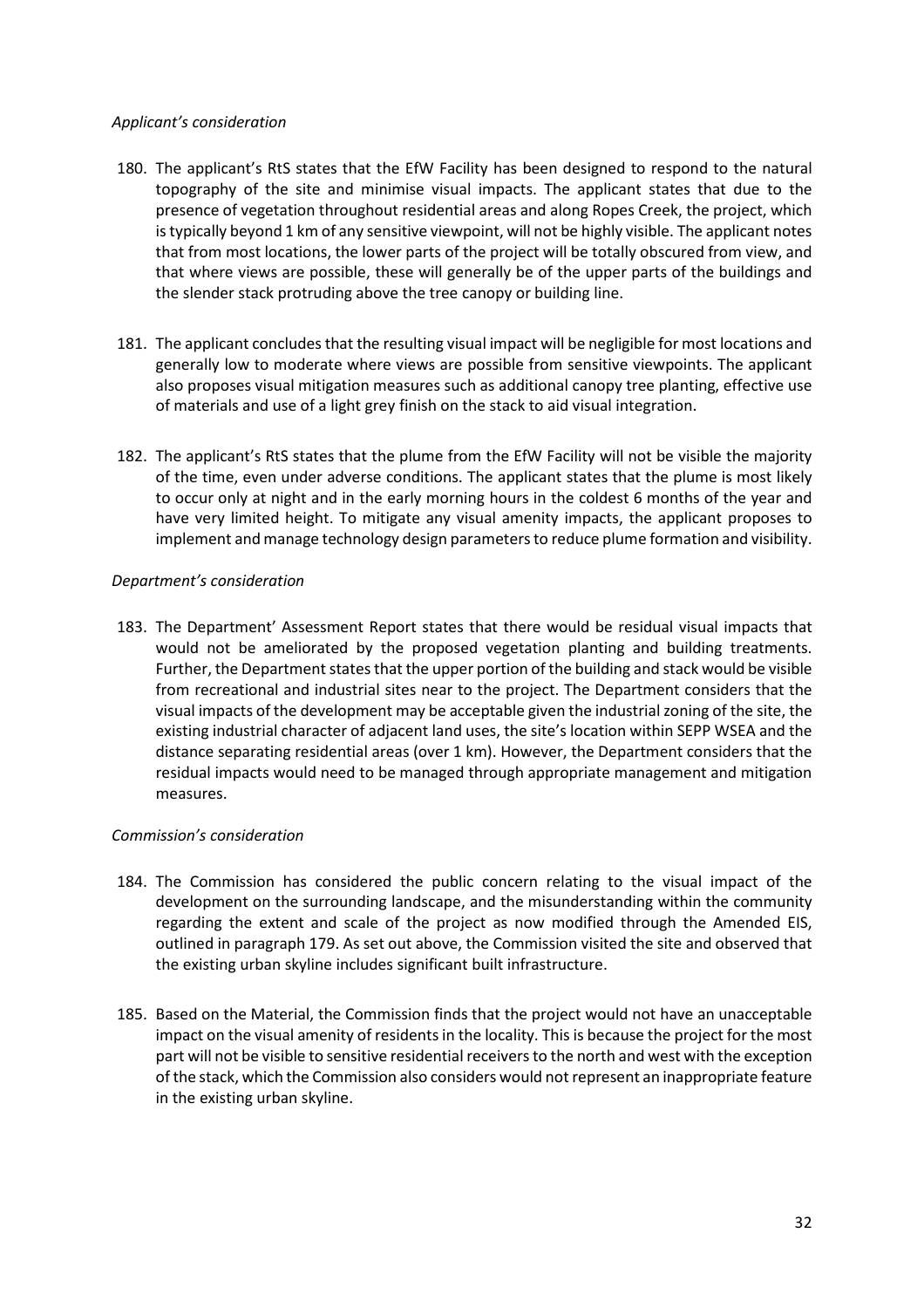*Applicant's consideration*

180. The applicant's RtS states that the EfW Facility has been designed to respond to the natural topography of the site and minimise visual impacts. The applicant states that due to the presence of vegetation throughout residential areas and along Ropes Creek, the project, which is typically beyond 1 km of any sensitive viewpoint, will not be highly visible. The applicant notes that from most locations, the lower parts of the project will be totally obscured from view, and that where views are possible, these will generally be of the upper parts of the buildings and the slender stack protruding above the tree canopy or building line.

181. The applicant concludes that the resulting visual impact will be negligible for most locations and generally low to moderate where views are possible from sensitive viewpoints. The applicant also proposes visual mitigation measures such as additional canopy tree planting, effective use of materials and use of a light grey finish on the stack to aid visual integration.

182. The applicant's RtS states that the plume from the EfW Facility will not be visible the majority of the time, even under adverse conditions. The applicant states that the plume is most likely to occur only at night and in the early morning hours in the coldest 6 months of the year and have very limited height. To mitigate any visual amenity impacts, the applicant proposes to implement and manage technology design parameters to reduce plume formation and visibility.

*Department's consideration*

183. The Department' Assessment Report states that there would be residual visual impacts that would not be ameliorated by the proposed vegetation planting and building treatments. Further, the Department states that the upper portion of the building and stack would be visible from recreational and industrial sites near to the project. The Department considers that the visual impacts of the development may be acceptable given the industrial zoning of the site, the existing industrial character of adjacent land uses, the site's location within SEPP WSEA and the distance separating residential areas (over 1 km). However, the Department considers that the residual impacts would need to be managed through appropriate management and mitigation measures.

*Commission's consideration*

184. The Commission has considered the public concern relating to the visual impact of the development on the surrounding landscape, and the misunderstanding within the community regarding the extent and scale of the project as now modified through the Amended EIS, outlined in paragraph 179. As set out above, the Commission visited the site and observed that the existing urban skyline includes significant built infrastructure.

185. Based on the Material, the Commission finds that the project would not have an unacceptable impact on the visual amenity of residents in the locality. This is because the project for the most part will not be visible to sensitive residential receivers to the north and west with the exception of the stack, which the Commission also considers would not represent an inappropriate feature in the existing urban skyline.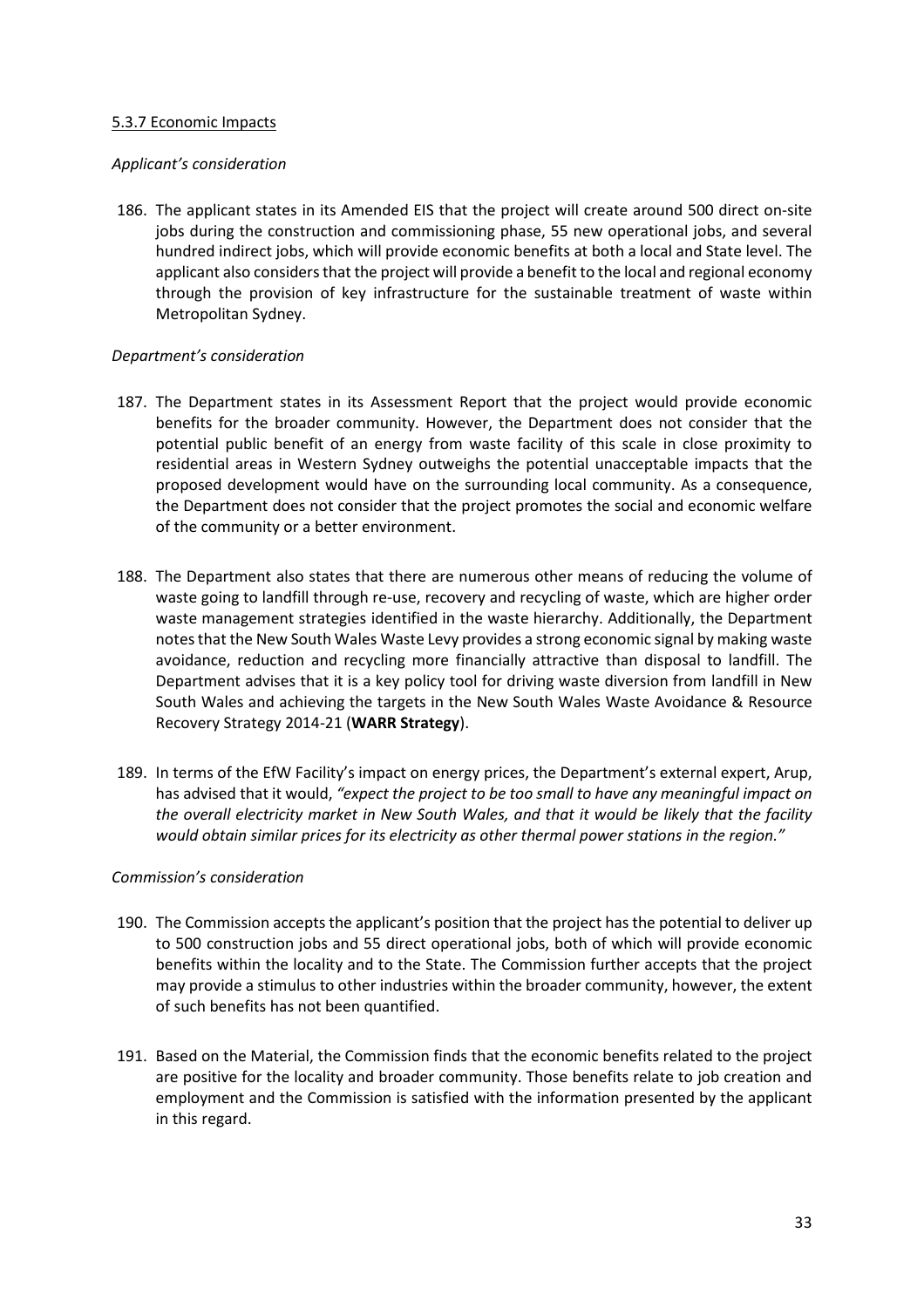5.3.7 Economic Impacts

*Applicant's consideration*

186. The applicant states in its Amended EIS that the project will create around 500 direct on-site jobs during the construction and commissioning phase, 55 new operational jobs, and several hundred indirect jobs, which will provide economic benefits at both a local and State level. The applicant also considers that the project will provide a benefit to the local and regional economy through the provision of key infrastructure for the sustainable treatment of waste within Metropolitan Sydney.

*Department's consideration*

187. The Department states in its Assessment Report that the project would provide economic benefits for the broader community. However, the Department does not consider that the potential public benefit of an energy from waste facility of this scale in close proximity to residential areas in Western Sydney outweighs the potential unacceptable impacts that the proposed development would have on the surrounding local community. As a consequence, the Department does not consider that the project promotes the social and economic welfare of the community or a better environment.

188. The Department also states that there are numerous other means of reducing the volume of waste going to landfill through re-use, recovery and recycling of waste, which are higher order waste management strategies identified in the waste hierarchy. Additionally, the Department notes that the New South Wales Waste Levy provides a strong economic signal by making waste avoidance, reduction and recycling more financially attractive than disposal to landfill. The Department advises that it is a key policy tool for driving waste diversion from landfill in New South Wales and achieving the targets in the New South Wales Waste Avoidance & Resource Recovery Strategy 2014-21 (**WARR Strategy**).

189. In terms of the EfW Facility's impact on energy prices, the Department's external expert, Arup, has advised that it would, *"expect the project to be too small to have any meaningful impact on the overall electricity market in New South Wales, and that it would be likely that the facility would obtain similar prices for its electricity as other thermal power stations in the region."*

*Commission's consideration*

190. The Commission accepts the applicant's position that the project has the potential to deliver up to 500 construction jobs and 55 direct operational jobs, both of which will provide economic benefits within the locality and to the State. The Commission further accepts that the project may provide a stimulus to other industries within the broader community, however, the extent of such benefits has not been quantified.

191. Based on the Material, the Commission finds that the economic benefits related to the project are positive for the locality and broader community. Those benefits relate to job creation and employment and the Commission is satisfied with the information presented by the applicant in this regard.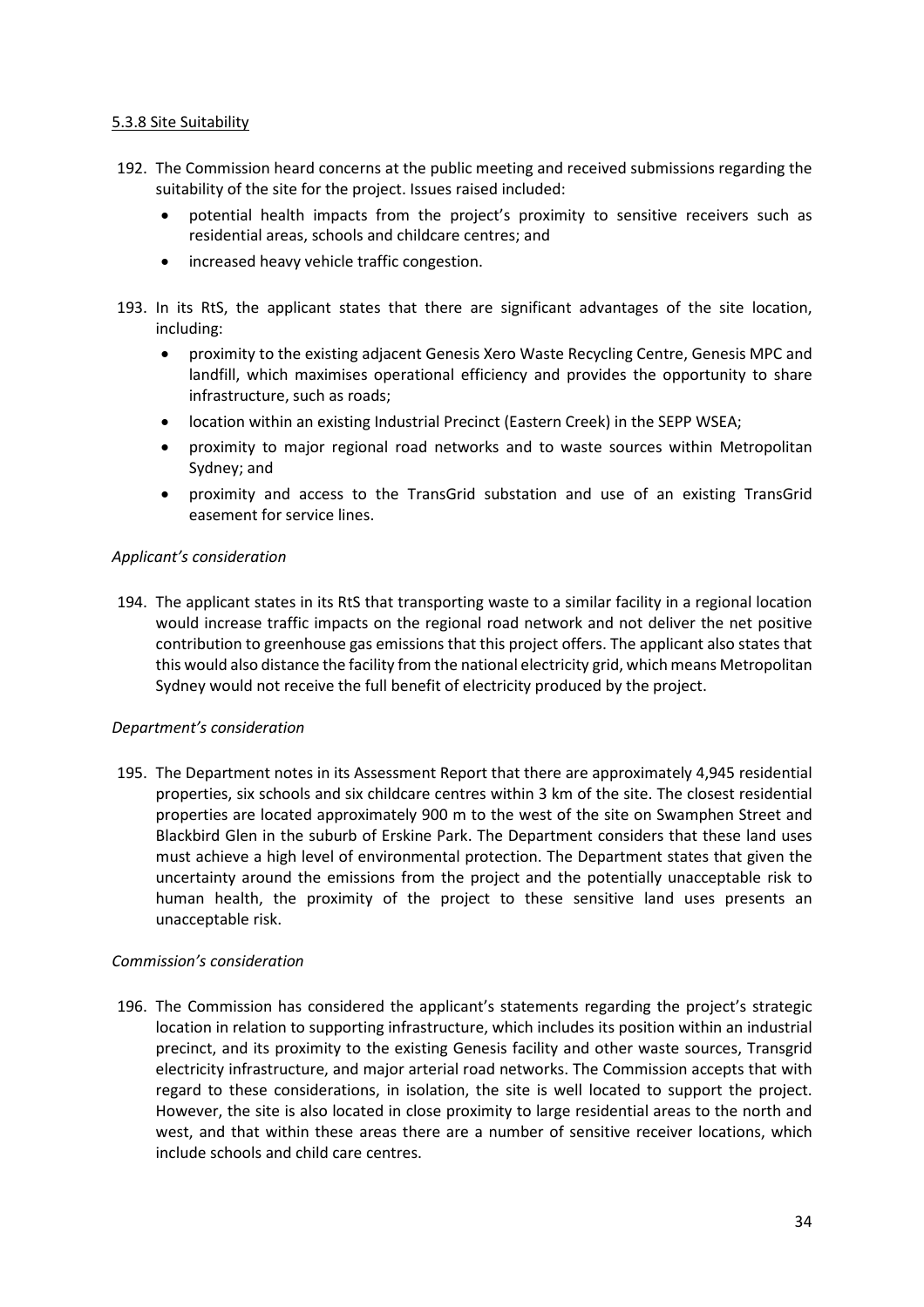5.3.8 Site Suitability

192. The Commission heard concerns at the public meeting and received submissions regarding the suitability of the site for the project. Issues raised included:
    - potential health impacts from the project's proximity to sensitive receivers such as residential areas, schools and childcare centres; and
    - increased heavy vehicle traffic congestion.

193. In its RtS, the applicant states that there are significant advantages of the site location, including:
    - proximity to the existing adjacent Genesis Xero Waste Recycling Centre, Genesis MPC and landfill, which maximises operational efficiency and provides the opportunity to share infrastructure, such as roads;
    - location within an existing Industrial Precinct (Eastern Creek) in the SEPP WSEA;
    - proximity to major regional road networks and to waste sources within Metropolitan Sydney; and
    - proximity and access to the TransGrid substation and use of an existing TransGrid easement for service lines.

*Applicant's consideration*

194. The applicant states in its RtS that transporting waste to a similar facility in a regional location would increase traffic impacts on the regional road network and not deliver the net positive contribution to greenhouse gas emissions that this project offers. The applicant also states that this would also distance the facility from the national electricity grid, which means Metropolitan Sydney would not receive the full benefit of electricity produced by the project.

*Department's consideration*

195. The Department notes in its Assessment Report that there are approximately 4,945 residential properties, six schools and six childcare centres within 3 km of the site. The closest residential properties are located approximately 900 m to the west of the site on Swamphen Street and Blackbird Glen in the suburb of Erskine Park. The Department considers that these land uses must achieve a high level of environmental protection. The Department states that given the uncertainty around the emissions from the project and the potentially unacceptable risk to human health, the proximity of the project to these sensitive land uses presents an unacceptable risk.

*Commission's consideration*

196. The Commission has considered the applicant's statements regarding the project's strategic location in relation to supporting infrastructure, which includes its position within an industrial precinct, and its proximity to the existing Genesis facility and other waste sources, Transgrid electricity infrastructure, and major arterial road networks. The Commission accepts that with regard to these considerations, in isolation, the site is well located to support the project. However, the site is also located in close proximity to large residential areas to the north and west, and that within these areas there are a number of sensitive receiver locations, which include schools and child care centres.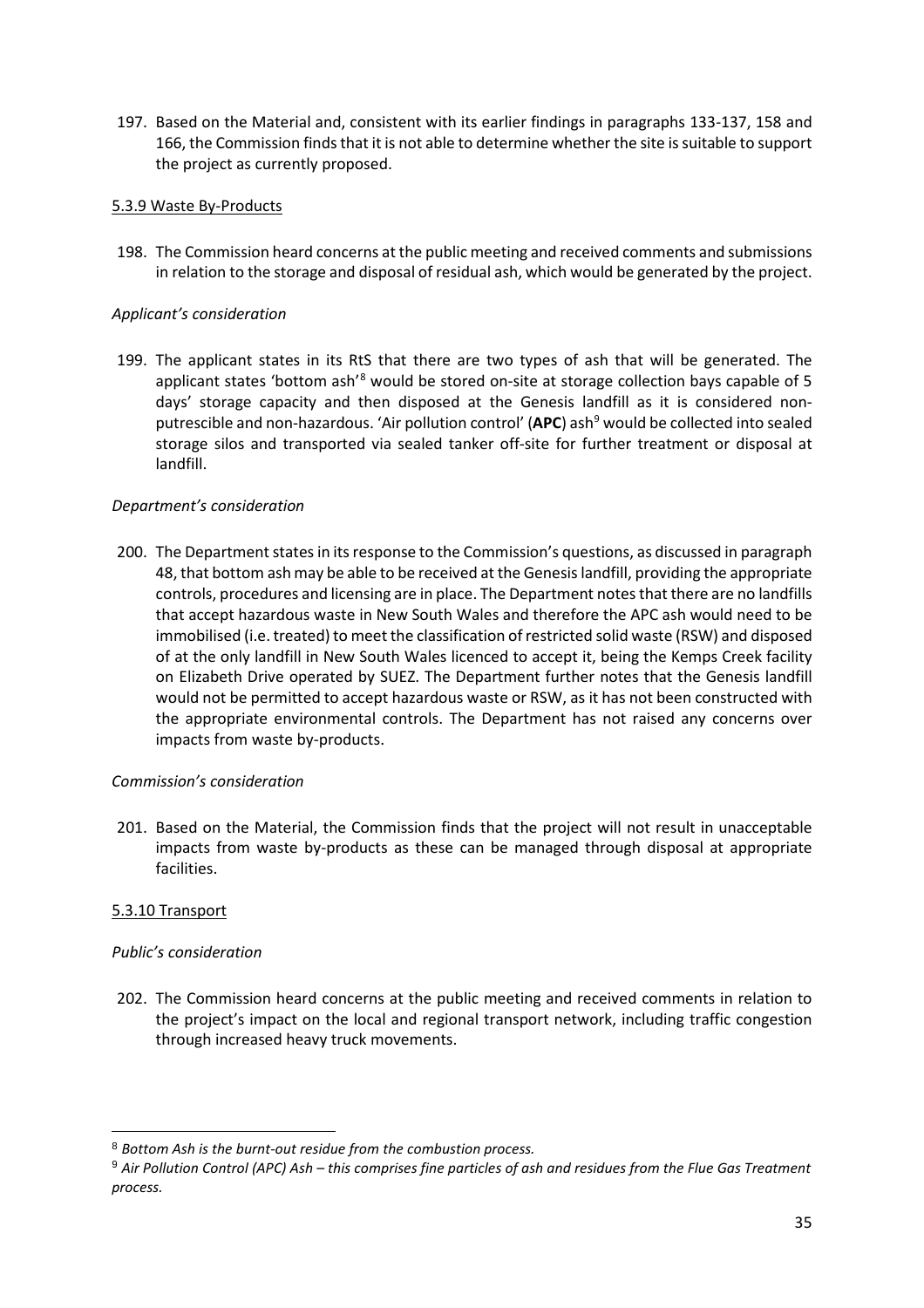197. Based on the Material and, consistent with its earlier findings in paragraphs 133-137, 158 and 166, the Commission finds that it is not able to determine whether the site is suitable to support the project as currently proposed.

#### 5.3.9 Waste By-Products

198. The Commission heard concerns at the public meeting and received comments and submissions in relation to the storage and disposal of residual ash, which would be generated by the project.

*Applicant's consideration*

199. The applicant states in its RtS that there are two types of ash that will be generated. The applicant states 'bottom ash'[8] would be stored on-site at storage collection bays capable of 5 days' storage capacity and then disposed at the Genesis landfill as it is considered non-putrescible and non-hazardous. 'Air pollution control' (**APC**) ash[9] would be collected into sealed storage silos and transported via sealed tanker off-site for further treatment or disposal at landfill.

*Department's consideration*

200. The Department states in its response to the Commission's questions, as discussed in paragraph 48, that bottom ash may be able to be received at the Genesis landfill, providing the appropriate controls, procedures and licensing are in place. The Department notes that there are no landfills that accept hazardous waste in New South Wales and therefore the APC ash would need to be immobilised (i.e. treated) to meet the classification of restricted solid waste (RSW) and disposed of at the only landfill in New South Wales licenced to accept it, being the Kemps Creek facility on Elizabeth Drive operated by SUEZ. The Department further notes that the Genesis landfill would not be permitted to accept hazardous waste or RSW, as it has not been constructed with the appropriate environmental controls. The Department has not raised any concerns over impacts from waste by-products.

*Commission's consideration*

201. Based on the Material, the Commission finds that the project will not result in unacceptable impacts from waste by-products as these can be managed through disposal at appropriate facilities.

#### 5.3.10 Transport

*Public's consideration*

202. The Commission heard concerns at the public meeting and received comments in relation to the project's impact on the local and regional transport network, including traffic congestion through increased heavy truck movements.

---

[8] *Bottom Ash is the burnt-out residue from the combustion process.*

[9] *Air Pollution Control (APC) Ash – this comprises fine particles of ash and residues from the Flue Gas Treatment process.*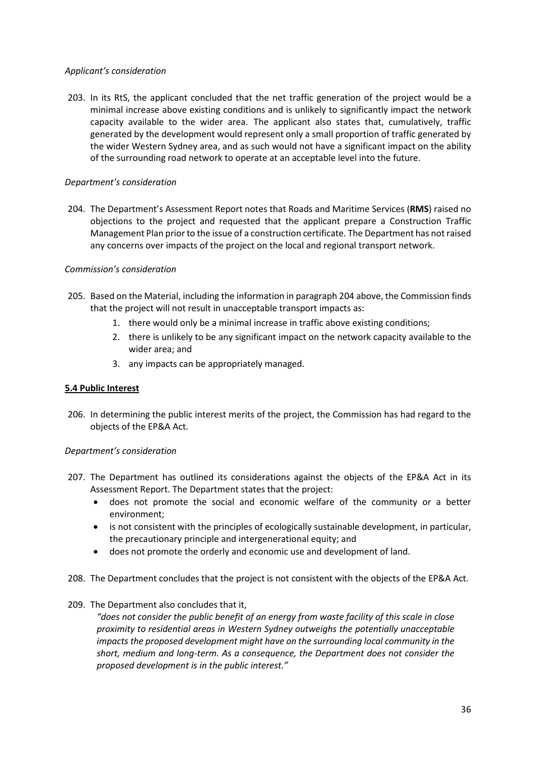*Applicant's consideration*

203. In its RtS, the applicant concluded that the net traffic generation of the project would be a minimal increase above existing conditions and is unlikely to significantly impact the network capacity available to the wider area. The applicant also states that, cumulatively, traffic generated by the development would represent only a small proportion of traffic generated by the wider Western Sydney area, and as such would not have a significant impact on the ability of the surrounding road network to operate at an acceptable level into the future.

*Department's consideration*

204. The Department's Assessment Report notes that Roads and Maritime Services (**RMS**) raised no objections to the project and requested that the applicant prepare a Construction Traffic Management Plan prior to the issue of a construction certificate. The Department has not raised any concerns over impacts of the project on the local and regional transport network.

*Commission's consideration*

205. Based on the Material, including the information in paragraph 204 above, the Commission finds that the project will not result in unacceptable transport impacts as:
    1. there would only be a minimal increase in traffic above existing conditions;
    2. there is unlikely to be any significant impact on the network capacity available to the wider area; and
    3. any impacts can be appropriately managed.

**5.4 Public Interest**

206. In determining the public interest merits of the project, the Commission has had regard to the objects of the EP&A Act.

*Department's consideration*

207. The Department has outlined its considerations against the objects of the EP&A Act in its Assessment Report. The Department states that the project:
    - does not promote the social and economic welfare of the community or a better environment;
    - is not consistent with the principles of ecologically sustainable development, in particular, the precautionary principle and intergenerational equity; and
    - does not promote the orderly and economic use and development of land.

208. The Department concludes that the project is not consistent with the objects of the EP&A Act.

209. The Department also concludes that it,

    *"does not consider the public benefit of an energy from waste facility of this scale in close proximity to residential areas in Western Sydney outweighs the potentially unacceptable impacts the proposed development might have on the surrounding local community in the short, medium and long-term. As a consequence, the Department does not consider the proposed development is in the public interest."*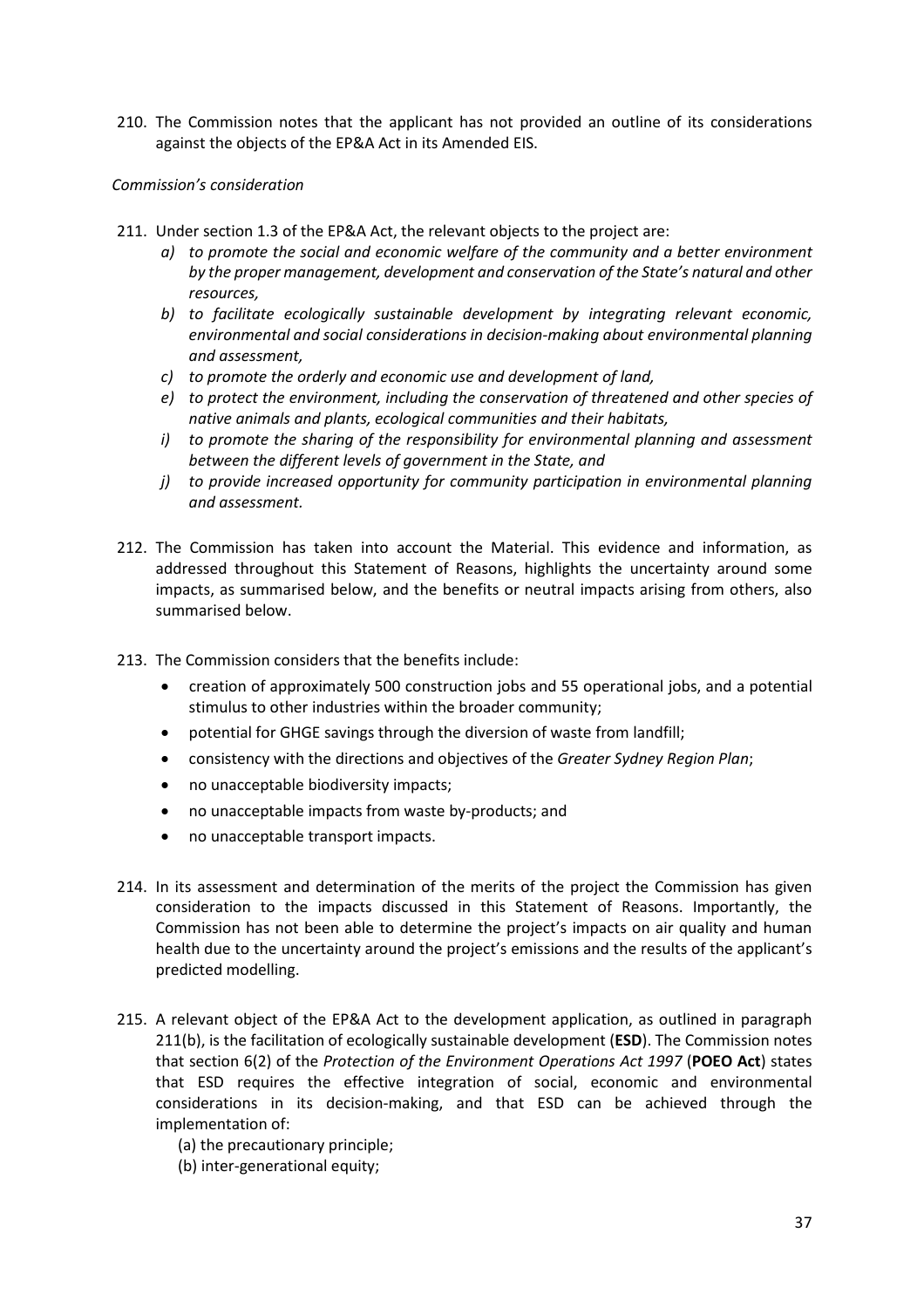210. The Commission notes that the applicant has not provided an outline of its considerations against the objects of the EP&A Act in its Amended EIS.

*Commission's consideration*

211. Under section 1.3 of the EP&A Act, the relevant objects to the project are:
    - *a) to promote the social and economic welfare of the community and a better environment by the proper management, development and conservation of the State's natural and other resources,*
    - *b) to facilitate ecologically sustainable development by integrating relevant economic, environmental and social considerations in decision-making about environmental planning and assessment,*
    - *c) to promote the orderly and economic use and development of land,*
    - *e) to protect the environment, including the conservation of threatened and other species of native animals and plants, ecological communities and their habitats,*
    - *i) to promote the sharing of the responsibility for environmental planning and assessment between the different levels of government in the State, and*
    - *j) to provide increased opportunity for community participation in environmental planning and assessment.*

212. The Commission has taken into account the Material. This evidence and information, as addressed throughout this Statement of Reasons, highlights the uncertainty around some impacts, as summarised below, and the benefits or neutral impacts arising from others, also summarised below.

213. The Commission considers that the benefits include:
    - creation of approximately 500 construction jobs and 55 operational jobs, and a potential stimulus to other industries within the broader community;
    - potential for GHGE savings through the diversion of waste from landfill;
    - consistency with the directions and objectives of the *Greater Sydney Region Plan*;
    - no unacceptable biodiversity impacts;
    - no unacceptable impacts from waste by-products; and
    - no unacceptable transport impacts.

214. In its assessment and determination of the merits of the project the Commission has given consideration to the impacts discussed in this Statement of Reasons. Importantly, the Commission has not been able to determine the project's impacts on air quality and human health due to the uncertainty around the project's emissions and the results of the applicant's predicted modelling.

215. A relevant object of the EP&A Act to the development application, as outlined in paragraph 211(b), is the facilitation of ecologically sustainable development (**ESD**). The Commission notes that section 6(2) of the *Protection of the Environment Operations Act 1997* (**POEO Act**) states that ESD requires the effective integration of social, economic and environmental considerations in its decision-making, and that ESD can be achieved through the implementation of:
    - (a) the precautionary principle;
    - (b) inter-generational equity;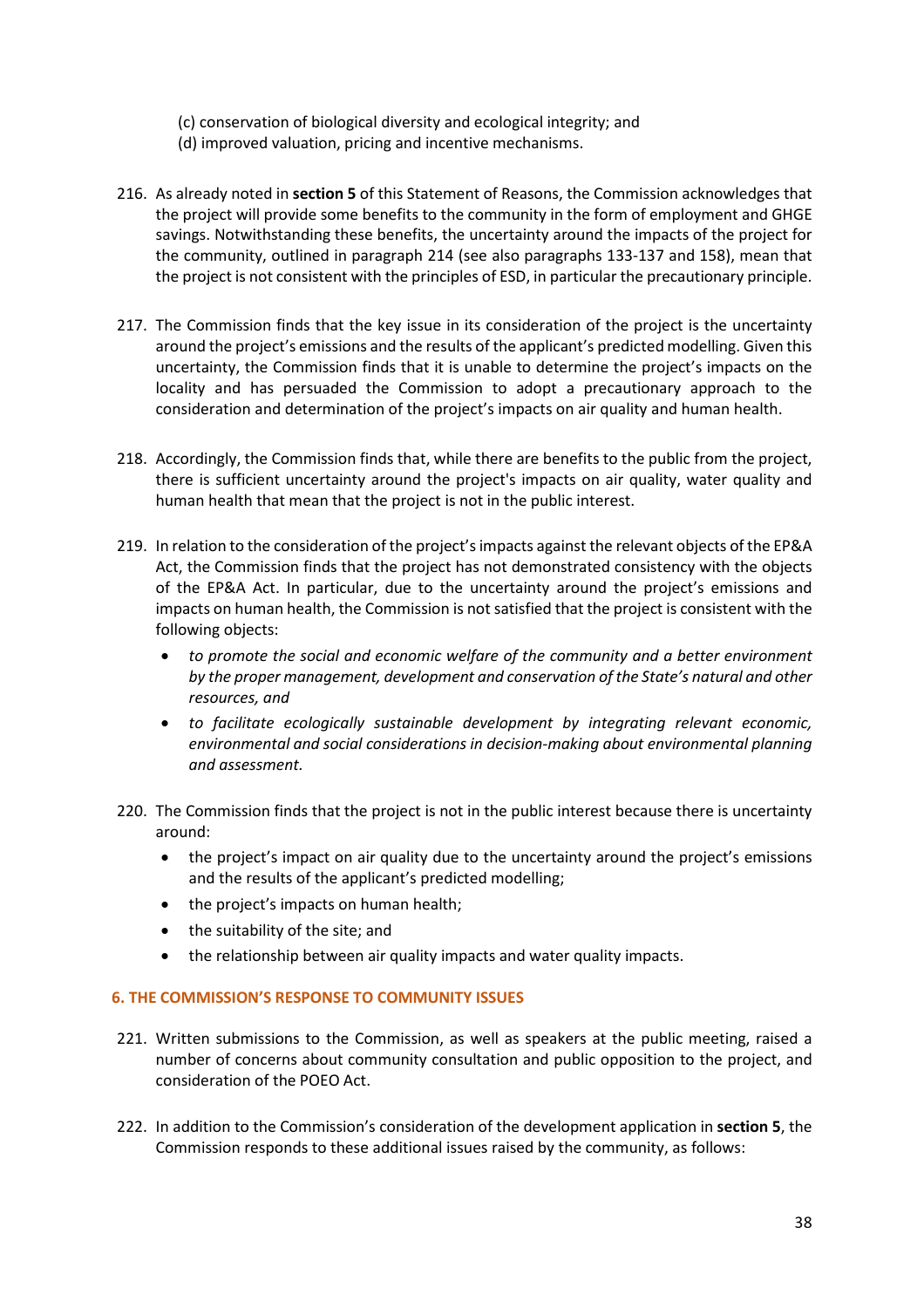(c) conservation of biological diversity and ecological integrity; and
(d) improved valuation, pricing and incentive mechanisms.

216. As already noted in **section 5** of this Statement of Reasons, the Commission acknowledges that the project will provide some benefits to the community in the form of employment and GHGE savings. Notwithstanding these benefits, the uncertainty around the impacts of the project for the community, outlined in paragraph 214 (see also paragraphs 133-137 and 158), mean that the project is not consistent with the principles of ESD, in particular the precautionary principle.

217. The Commission finds that the key issue in its consideration of the project is the uncertainty around the project's emissions and the results of the applicant's predicted modelling. Given this uncertainty, the Commission finds that it is unable to determine the project's impacts on the locality and has persuaded the Commission to adopt a precautionary approach to the consideration and determination of the project's impacts on air quality and human health.

218. Accordingly, the Commission finds that, while there are benefits to the public from the project, there is sufficient uncertainty around the project's impacts on air quality, water quality and human health that mean that the project is not in the public interest.

219. In relation to the consideration of the project's impacts against the relevant objects of the EP&A Act, the Commission finds that the project has not demonstrated consistency with the objects of the EP&A Act. In particular, due to the uncertainty around the project's emissions and impacts on human health, the Commission is not satisfied that the project is consistent with the following objects:

    - *to promote the social and economic welfare of the community and a better environment by the proper management, development and conservation of the State's natural and other resources, and*
    - *to facilitate ecologically sustainable development by integrating relevant economic, environmental and social considerations in decision-making about environmental planning and assessment.*

220. The Commission finds that the project is not in the public interest because there is uncertainty around:

    - the project's impact on air quality due to the uncertainty around the project's emissions and the results of the applicant's predicted modelling;
    - the project's impacts on human health;
    - the suitability of the site; and
    - the relationship between air quality impacts and water quality impacts.

## 6. THE COMMISSION'S RESPONSE TO COMMUNITY ISSUES

221. Written submissions to the Commission, as well as speakers at the public meeting, raised a number of concerns about community consultation and public opposition to the project, and consideration of the POEO Act.

222. In addition to the Commission's consideration of the development application in **section 5**, the Commission responds to these additional issues raised by the community, as follows: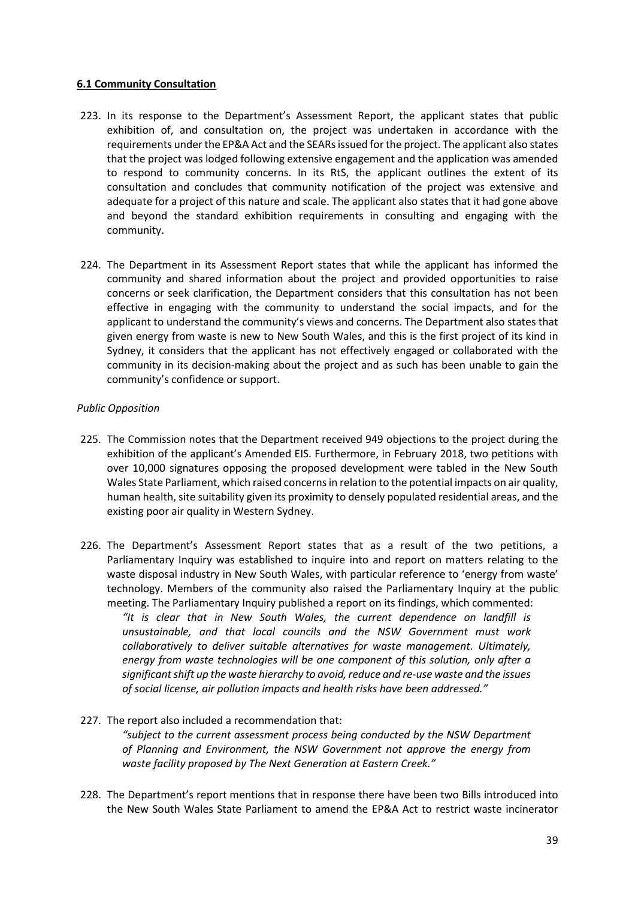**6.1 Community Consultation**

223. In its response to the Department's Assessment Report, the applicant states that public exhibition of, and consultation on, the project was undertaken in accordance with the requirements under the EP&A Act and the SEARs issued for the project. The applicant also states that the project was lodged following extensive engagement and the application was amended to respond to community concerns. In its RtS, the applicant outlines the extent of its consultation and concludes that community notification of the project was extensive and adequate for a project of this nature and scale. The applicant also states that it had gone above and beyond the standard exhibition requirements in consulting and engaging with the community.

224. The Department in its Assessment Report states that while the applicant has informed the community and shared information about the project and provided opportunities to raise concerns or seek clarification, the Department considers that this consultation has not been effective in engaging with the community to understand the social impacts, and for the applicant to understand the community's views and concerns. The Department also states that given energy from waste is new to New South Wales, and this is the first project of its kind in Sydney, it considers that the applicant has not effectively engaged or collaborated with the community in its decision-making about the project and as such has been unable to gain the community's confidence or support.

*Public Opposition*

225. The Commission notes that the Department received 949 objections to the project during the exhibition of the applicant's Amended EIS. Furthermore, in February 2018, two petitions with over 10,000 signatures opposing the proposed development were tabled in the New South Wales State Parliament, which raised concerns in relation to the potential impacts on air quality, human health, site suitability given its proximity to densely populated residential areas, and the existing poor air quality in Western Sydney.

226. The Department's Assessment Report states that as a result of the two petitions, a Parliamentary Inquiry was established to inquire into and report on matters relating to the waste disposal industry in New South Wales, with particular reference to 'energy from waste' technology. Members of the community also raised the Parliamentary Inquiry at the public meeting. The Parliamentary Inquiry published a report on its findings, which commented:

    *"It is clear that in New South Wales, the current dependence on landfill is unsustainable, and that local councils and the NSW Government must work collaboratively to deliver suitable alternatives for waste management. Ultimately, energy from waste technologies will be one component of this solution, only after a significant shift up the waste hierarchy to avoid, reduce and re-use waste and the issues of social license, air pollution impacts and health risks have been addressed."*

227. The report also included a recommendation that:

    *"subject to the current assessment process being conducted by the NSW Department of Planning and Environment, the NSW Government not approve the energy from waste facility proposed by The Next Generation at Eastern Creek."*

228. The Department's report mentions that in response there have been two Bills introduced into the New South Wales State Parliament to amend the EP&A Act to restrict waste incinerator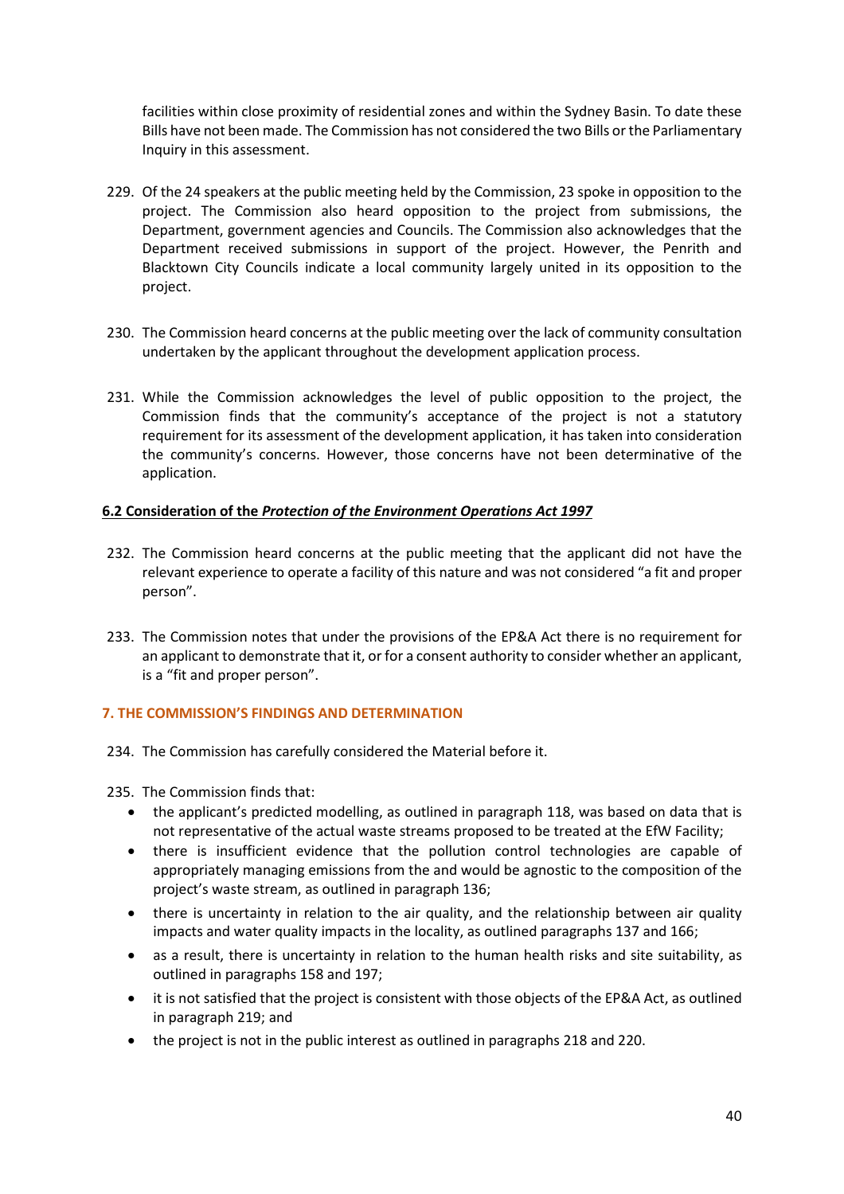facilities within close proximity of residential zones and within the Sydney Basin. To date these Bills have not been made. The Commission has not considered the two Bills or the Parliamentary Inquiry in this assessment.

229. Of the 24 speakers at the public meeting held by the Commission, 23 spoke in opposition to the project. The Commission also heard opposition to the project from submissions, the Department, government agencies and Councils. The Commission also acknowledges that the Department received submissions in support of the project. However, the Penrith and Blacktown City Councils indicate a local community largely united in its opposition to the project.

230. The Commission heard concerns at the public meeting over the lack of community consultation undertaken by the applicant throughout the development application process.

231. While the Commission acknowledges the level of public opposition to the project, the Commission finds that the community's acceptance of the project is not a statutory requirement for its assessment of the development application, it has taken into consideration the community's concerns. However, those concerns have not been determinative of the application.

### 6.2 Consideration of the *Protection of the Environment Operations Act 1997*

232. The Commission heard concerns at the public meeting that the applicant did not have the relevant experience to operate a facility of this nature and was not considered "a fit and proper person".

233. The Commission notes that under the provisions of the EP&A Act there is no requirement for an applicant to demonstrate that it, or for a consent authority to consider whether an applicant, is a "fit and proper person".

## 7. THE COMMISSION'S FINDINGS AND DETERMINATION

234. The Commission has carefully considered the Material before it.

235. The Commission finds that:
   - the applicant's predicted modelling, as outlined in paragraph 118, was based on data that is not representative of the actual waste streams proposed to be treated at the EfW Facility;
   - there is insufficient evidence that the pollution control technologies are capable of appropriately managing emissions from the and would be agnostic to the composition of the project's waste stream, as outlined in paragraph 136;
   - there is uncertainty in relation to the air quality, and the relationship between air quality impacts and water quality impacts in the locality, as outlined paragraphs 137 and 166;
   - as a result, there is uncertainty in relation to the human health risks and site suitability, as outlined in paragraphs 158 and 197;
   - it is not satisfied that the project is consistent with those objects of the EP&A Act, as outlined in paragraph 219; and
   - the project is not in the public interest as outlined in paragraphs 218 and 220.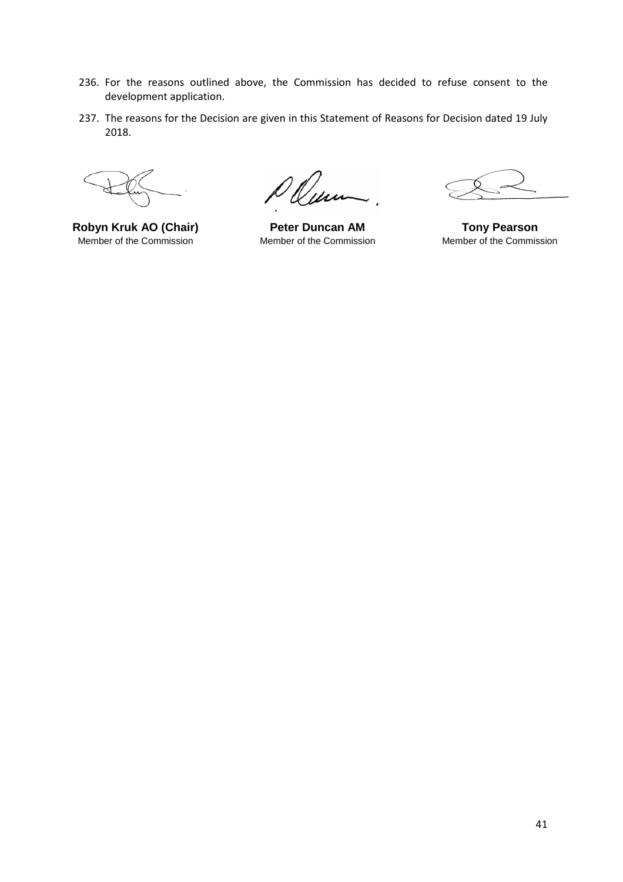236. For the reasons outlined above, the Commission has decided to refuse consent to the development application.

237. The reasons for the Decision are given in this Statement of Reasons for Decision dated 19 July 2018.

| | | |
|---|---|---|
| **Robyn Kruk AO (Chair)** | **Peter Duncan AM** | **Tony Pearson** |
| Member of the Commission | Member of the Commission | Member of the Commission |